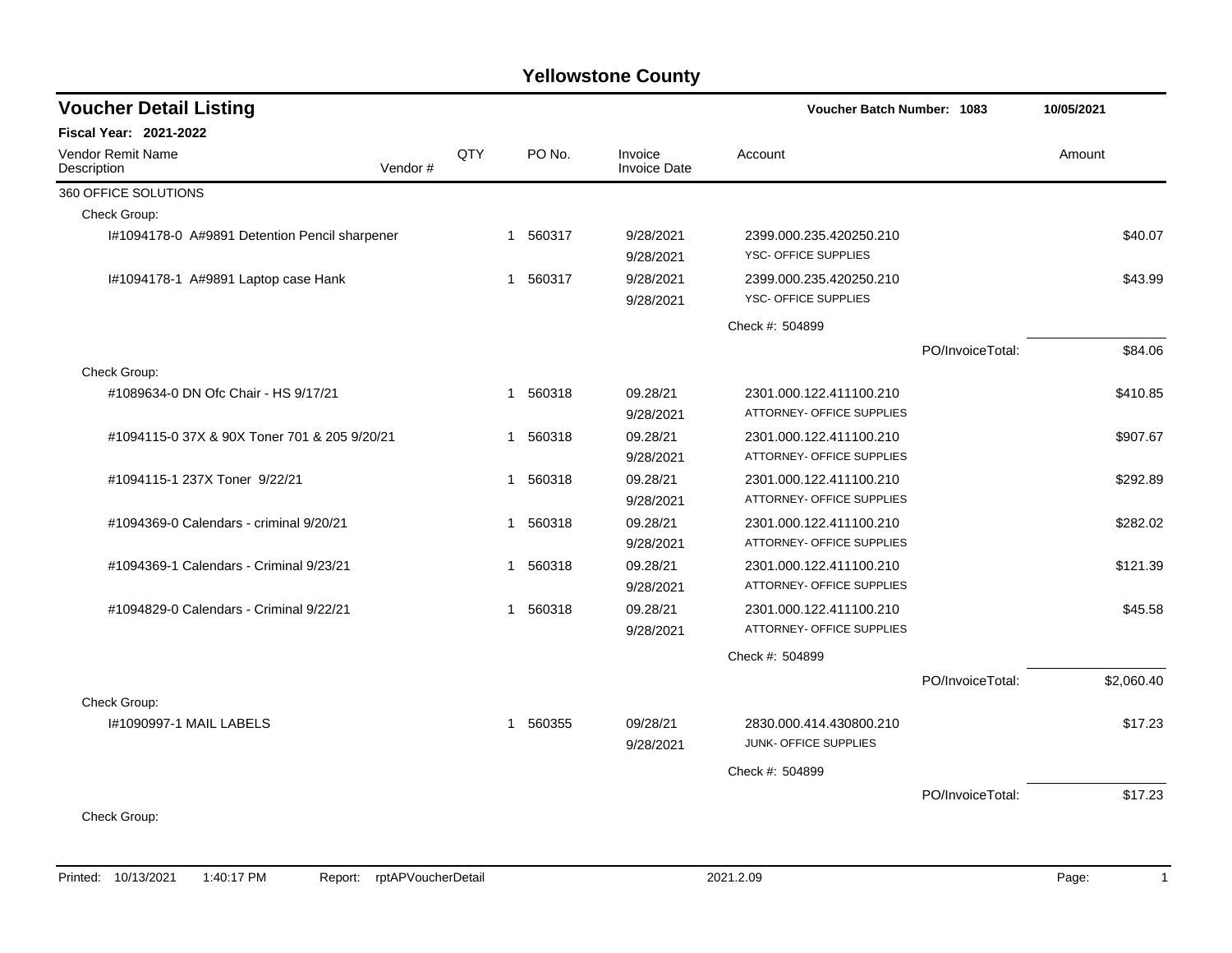# Yellowstone County

## Voucher Detail Listing

**Voucher Batch Number: 1083** — 10/05/2021

**Fiscal Year: 2021-2022**

| Vendor Remit Name / Description | Vendor # | QTY | PO No. | Invoice / Invoice Date | Account | | Amount |
|---|---|---|---|---|---|---|---|
| 360 OFFICE SOLUTIONS | | | | | | | |
| Check Group: | | | | | | | |
| I#1094178-0 A#9891 Detention Pencil sharpener | | 1 | 560317 | 9/28/2021<br>9/28/2021 | 2399.000.235.420250.210<br>YSC- OFFICE SUPPLIES | | $40.07 |
| I#1094178-1 A#9891 Laptop case Hank | | 1 | 560317 | 9/28/2021<br>9/28/2021 | 2399.000.235.420250.210<br>YSC- OFFICE SUPPLIES | | $43.99 |
| | | | | | Check #: 504899 | | |
| | | | | | | PO/InvoiceTotal: | $84.06 |
| Check Group: | | | | | | | |
| #1089634-0 DN Ofc Chair - HS 9/17/21 | | 1 | 560318 | 09.28/21<br>9/28/2021 | 2301.000.122.411100.210<br>ATTORNEY- OFFICE SUPPLIES | | $410.85 |
| #1094115-0 37X & 90X Toner 701 & 205 9/20/21 | | 1 | 560318 | 09.28/21<br>9/28/2021 | 2301.000.122.411100.210<br>ATTORNEY- OFFICE SUPPLIES | | $907.67 |
| #1094115-1 237X Toner 9/22/21 | | 1 | 560318 | 09.28/21<br>9/28/2021 | 2301.000.122.411100.210<br>ATTORNEY- OFFICE SUPPLIES | | $292.89 |
| #1094369-0 Calendars - criminal 9/20/21 | | 1 | 560318 | 09.28/21<br>9/28/2021 | 2301.000.122.411100.210<br>ATTORNEY- OFFICE SUPPLIES | | $282.02 |
| #1094369-1 Calendars - Criminal 9/23/21 | | 1 | 560318 | 09.28/21<br>9/28/2021 | 2301.000.122.411100.210<br>ATTORNEY- OFFICE SUPPLIES | | $121.39 |
| #1094829-0 Calendars - Criminal 9/22/21 | | 1 | 560318 | 09.28/21<br>9/28/2021 | 2301.000.122.411100.210<br>ATTORNEY- OFFICE SUPPLIES | | $45.58 |
| | | | | | Check #: 504899 | | |
| | | | | | | PO/InvoiceTotal: | $2,060.40 |
| Check Group: | | | | | | | |
| I#1090997-1 MAIL LABELS | | 1 | 560355 | 09/28/21<br>9/28/2021 | 2830.000.414.430800.210<br>JUNK- OFFICE SUPPLIES | | $17.23 |
| | | | | | Check #: 504899 | | |
| | | | | | | PO/InvoiceTotal: | $17.23 |
| Check Group: | | | | | | | |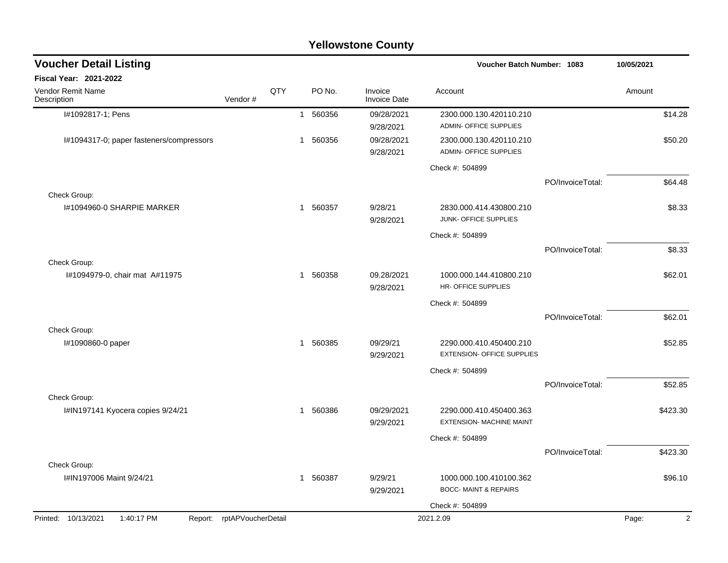# Yellowstone County

## Voucher Detail Listing

**Voucher Batch Number: 1083** 10/05/2021

**Fiscal Year: 2021-2022**

| Vendor Remit Name / Description | Vendor # | QTY | PO No. | Invoice / Invoice Date | Account | | Amount |
|---|---|---|---|---|---|---|---|
| I#1092817-1; Pens | | 1 | 560356 | 09/28/2021 / 9/28/2021 | 2300.000.130.420110.210 ADMIN- OFFICE SUPPLIES | | $14.28 |
| I#1094317-0; paper fasteners/compressors | | 1 | 560356 | 09/28/2021 / 9/28/2021 | 2300.000.130.420110.210 ADMIN- OFFICE SUPPLIES | | $50.20 |
| | | | | | Check #: 504899 | | |
| | | | | | | PO/InvoiceTotal: | $64.48 |
| Check Group: | | | | | | | |
| I#1094960-0 SHARPIE MARKER | | 1 | 560357 | 9/28/21 / 9/28/2021 | 2830.000.414.430800.210 JUNK- OFFICE SUPPLIES | | $8.33 |
| | | | | | Check #: 504899 | | |
| | | | | | | PO/InvoiceTotal: | $8.33 |
| Check Group: | | | | | | | |
| I#1094979-0, chair mat A#11975 | | 1 | 560358 | 09.28.2021 / 9/28/2021 | 1000.000.144.410800.210 HR- OFFICE SUPPLIES | | $62.01 |
| | | | | | Check #: 504899 | | |
| | | | | | | PO/InvoiceTotal: | $62.01 |
| Check Group: | | | | | | | |
| I#1090860-0 paper | | 1 | 560385 | 09/29/21 / 9/29/2021 | 2290.000.410.450400.210 EXTENSION- OFFICE SUPPLIES | | $52.85 |
| | | | | | Check #: 504899 | | |
| | | | | | | PO/InvoiceTotal: | $52.85 |
| Check Group: | | | | | | | |
| I#IN197141 Kyocera copies 9/24/21 | | 1 | 560386 | 09/29/2021 / 9/29/2021 | 2290.000.410.450400.363 EXTENSION- MACHINE MAINT | | $423.30 |
| | | | | | Check #: 504899 | | |
| | | | | | | PO/InvoiceTotal: | $423.30 |
| Check Group: | | | | | | | |
| I#IN197006 Maint 9/24/21 | | 1 | 560387 | 9/29/21 / 9/29/2021 | 1000.000.100.410100.362 BOCC- MAINT & REPAIRS | | $96.10 |
| | | | | | Check #: 504899 | | |

Printed: 10/13/2021 1:40:17 PM Report: rptAPVoucherDetail 2021.2.09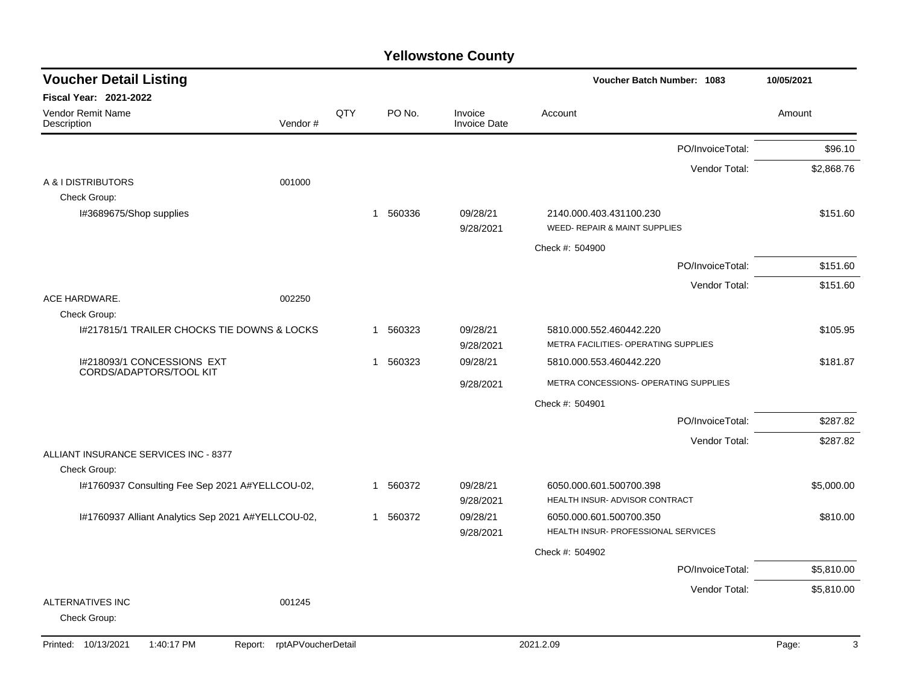# Yellowstone County

## Voucher Detail Listing

**Voucher Batch Number: 1083** 10/05/2021

**Fiscal Year: 2021-2022**

| Vendor Remit Name / Description | Vendor # | QTY | PO No. | Invoice / Invoice Date | Account | Amount |
|---|---|---|---|---|---|---|
| | | | | | PO/InvoiceTotal: | $96.10 |
| | | | | | Vendor Total: | $2,868.76 |
| A & I DISTRIBUTORS | 001000 | | | | | |
| Check Group: | | | | | | |
| I#3689675/Shop supplies | | 1 | 560336 | 09/28/21 9/28/2021 | 2140.000.403.431100.230 WEED- REPAIR & MAINT SUPPLIES | $151.60 |
| | | | | | Check #: 504900 | |
| | | | | | PO/InvoiceTotal: | $151.60 |
| | | | | | Vendor Total: | $151.60 |
| ACE HARDWARE. | 002250 | | | | | |
| Check Group: | | | | | | |
| I#217815/1 TRAILER CHOCKS TIE DOWNS & LOCKS | | 1 | 560323 | 09/28/21 9/28/2021 | 5810.000.552.460442.220 METRA FACILITIES- OPERATING SUPPLIES | $105.95 |
| I#218093/1 CONCESSIONS EXT CORDS/ADAPTORS/TOOL KIT | | 1 | 560323 | 09/28/21 9/28/2021 | 5810.000.553.460442.220 METRA CONCESSIONS- OPERATING SUPPLIES | $181.87 |
| | | | | | Check #: 504901 | |
| | | | | | PO/InvoiceTotal: | $287.82 |
| | | | | | Vendor Total: | $287.82 |
| ALLIANT INSURANCE SERVICES INC - 8377 | | | | | | |
| Check Group: | | | | | | |
| I#1760937 Consulting Fee Sep 2021 A#YELLCOU-02, | | 1 | 560372 | 09/28/21 9/28/2021 | 6050.000.601.500700.398 HEALTH INSUR- ADVISOR CONTRACT | $5,000.00 |
| I#1760937 Alliant Analytics Sep 2021 A#YELLCOU-02, | | 1 | 560372 | 09/28/21 9/28/2021 | 6050.000.601.500700.350 HEALTH INSUR- PROFESSIONAL SERVICES | $810.00 |
| | | | | | Check #: 504902 | |
| | | | | | PO/InvoiceTotal: | $5,810.00 |
| | | | | | Vendor Total: | $5,810.00 |
| ALTERNATIVES INC | 001245 | | | | | |
| Check Group: | | | | | | |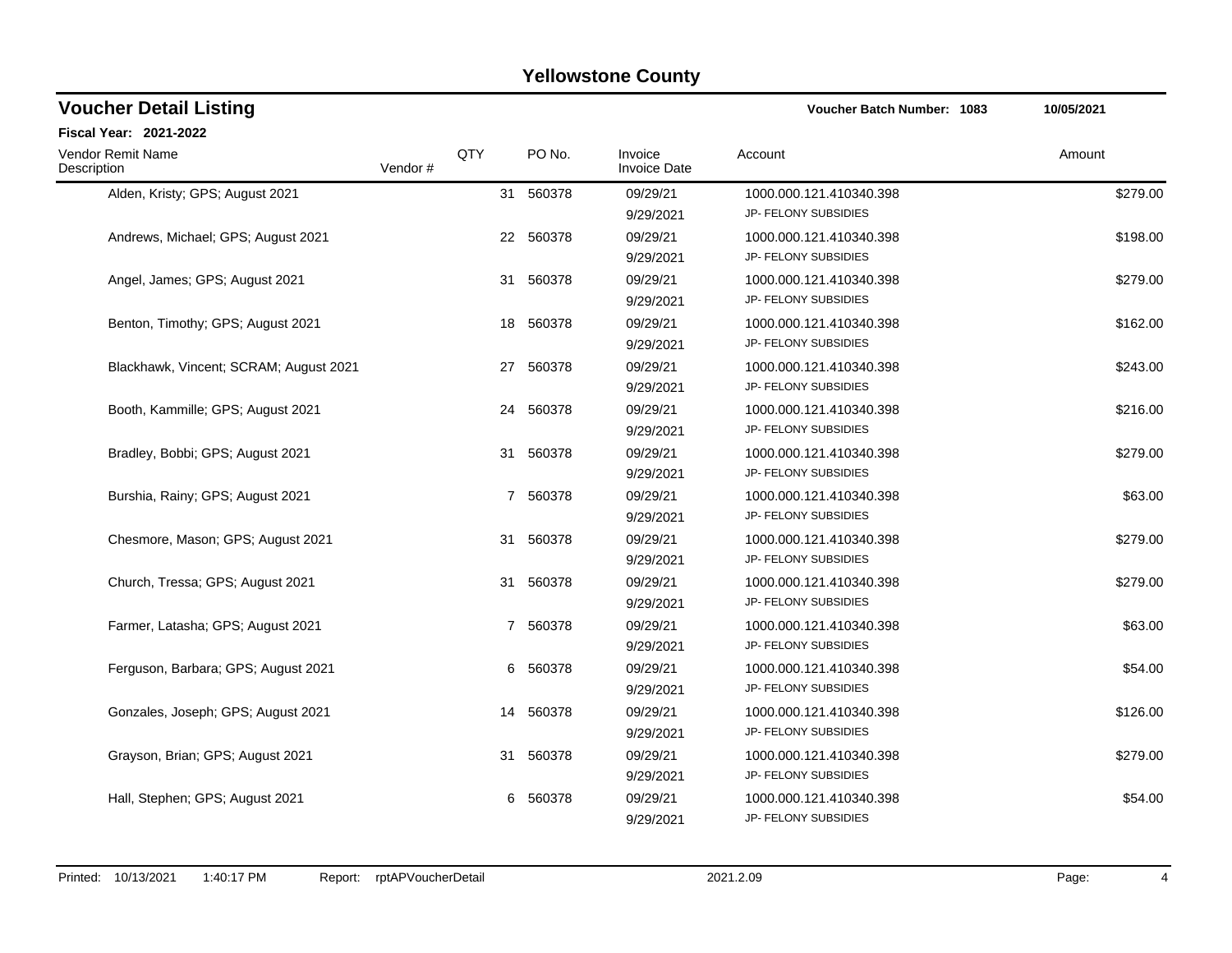# Yellowstone County

## Voucher Detail Listing

**Voucher Batch Number: 1083** **10/05/2021**

**Fiscal Year: 2021-2022**

| Vendor Remit Name / Description | Vendor # | QTY | PO No. | Invoice / Invoice Date | Account | Amount |
|---|---|---|---|---|---|---|
| Alden, Kristy; GPS; August 2021 | | 31 | 560378 | 09/29/21<br>9/29/2021 | 1000.000.121.410340.398<br>JP- FELONY SUBSIDIES | $279.00 |
| Andrews, Michael; GPS; August 2021 | | 22 | 560378 | 09/29/21<br>9/29/2021 | 1000.000.121.410340.398<br>JP- FELONY SUBSIDIES | $198.00 |
| Angel, James; GPS; August 2021 | | 31 | 560378 | 09/29/21<br>9/29/2021 | 1000.000.121.410340.398<br>JP- FELONY SUBSIDIES | $279.00 |
| Benton, Timothy; GPS; August 2021 | | 18 | 560378 | 09/29/21<br>9/29/2021 | 1000.000.121.410340.398<br>JP- FELONY SUBSIDIES | $162.00 |
| Blackhawk, Vincent; SCRAM; August 2021 | | 27 | 560378 | 09/29/21<br>9/29/2021 | 1000.000.121.410340.398<br>JP- FELONY SUBSIDIES | $243.00 |
| Booth, Kammille; GPS; August 2021 | | 24 | 560378 | 09/29/21<br>9/29/2021 | 1000.000.121.410340.398<br>JP- FELONY SUBSIDIES | $216.00 |
| Bradley, Bobbi; GPS; August 2021 | | 31 | 560378 | 09/29/21<br>9/29/2021 | 1000.000.121.410340.398<br>JP- FELONY SUBSIDIES | $279.00 |
| Burshia, Rainy; GPS; August 2021 | | 7 | 560378 | 09/29/21<br>9/29/2021 | 1000.000.121.410340.398<br>JP- FELONY SUBSIDIES | $63.00 |
| Chesmore, Mason; GPS; August 2021 | | 31 | 560378 | 09/29/21<br>9/29/2021 | 1000.000.121.410340.398<br>JP- FELONY SUBSIDIES | $279.00 |
| Church, Tressa; GPS; August 2021 | | 31 | 560378 | 09/29/21<br>9/29/2021 | 1000.000.121.410340.398<br>JP- FELONY SUBSIDIES | $279.00 |
| Farmer, Latasha; GPS; August 2021 | | 7 | 560378 | 09/29/21<br>9/29/2021 | 1000.000.121.410340.398<br>JP- FELONY SUBSIDIES | $63.00 |
| Ferguson, Barbara; GPS; August 2021 | | 6 | 560378 | 09/29/21<br>9/29/2021 | 1000.000.121.410340.398<br>JP- FELONY SUBSIDIES | $54.00 |
| Gonzales, Joseph; GPS; August 2021 | | 14 | 560378 | 09/29/21<br>9/29/2021 | 1000.000.121.410340.398<br>JP- FELONY SUBSIDIES | $126.00 |
| Grayson, Brian; GPS; August 2021 | | 31 | 560378 | 09/29/21<br>9/29/2021 | 1000.000.121.410340.398<br>JP- FELONY SUBSIDIES | $279.00 |
| Hall, Stephen; GPS; August 2021 | | 6 | 560378 | 09/29/21<br>9/29/2021 | 1000.000.121.410340.398<br>JP- FELONY SUBSIDIES | $54.00 |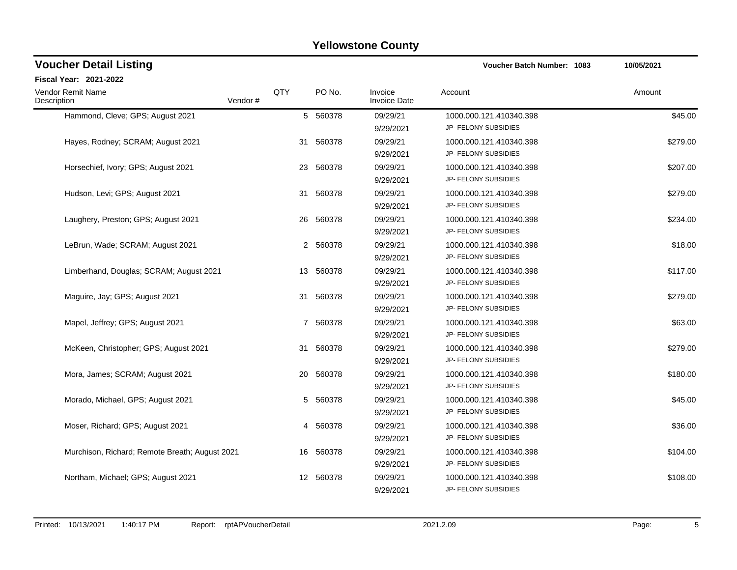# Yellowstone County

## Voucher Detail Listing

**Voucher Batch Number: 1083** 10/05/2021

**Fiscal Year: 2021-2022**

| Vendor Remit Name / Description | Vendor # | QTY | PO No. | Invoice / Invoice Date | Account | Amount |
|---|---|---|---|---|---|---|
| Hammond, Cleve; GPS; August 2021 | | 5 | 560378 | 09/29/21<br>9/29/2021 | 1000.000.121.410340.398<br>JP- FELONY SUBSIDIES | $45.00 |
| Hayes, Rodney; SCRAM; August 2021 | | 31 | 560378 | 09/29/21<br>9/29/2021 | 1000.000.121.410340.398<br>JP- FELONY SUBSIDIES | $279.00 |
| Horsechief, Ivory; GPS; August 2021 | | 23 | 560378 | 09/29/21<br>9/29/2021 | 1000.000.121.410340.398<br>JP- FELONY SUBSIDIES | $207.00 |
| Hudson, Levi; GPS; August 2021 | | 31 | 560378 | 09/29/21<br>9/29/2021 | 1000.000.121.410340.398<br>JP- FELONY SUBSIDIES | $279.00 |
| Laughery, Preston; GPS; August 2021 | | 26 | 560378 | 09/29/21<br>9/29/2021 | 1000.000.121.410340.398<br>JP- FELONY SUBSIDIES | $234.00 |
| LeBrun, Wade; SCRAM; August 2021 | | 2 | 560378 | 09/29/21<br>9/29/2021 | 1000.000.121.410340.398<br>JP- FELONY SUBSIDIES | $18.00 |
| Limberhand, Douglas; SCRAM; August 2021 | | 13 | 560378 | 09/29/21<br>9/29/2021 | 1000.000.121.410340.398<br>JP- FELONY SUBSIDIES | $117.00 |
| Maguire, Jay; GPS; August 2021 | | 31 | 560378 | 09/29/21<br>9/29/2021 | 1000.000.121.410340.398<br>JP- FELONY SUBSIDIES | $279.00 |
| Mapel, Jeffrey; GPS; August 2021 | | 7 | 560378 | 09/29/21<br>9/29/2021 | 1000.000.121.410340.398<br>JP- FELONY SUBSIDIES | $63.00 |
| McKeen, Christopher; GPS; August 2021 | | 31 | 560378 | 09/29/21<br>9/29/2021 | 1000.000.121.410340.398<br>JP- FELONY SUBSIDIES | $279.00 |
| Mora, James; SCRAM; August 2021 | | 20 | 560378 | 09/29/21<br>9/29/2021 | 1000.000.121.410340.398<br>JP- FELONY SUBSIDIES | $180.00 |
| Morado, Michael, GPS; August 2021 | | 5 | 560378 | 09/29/21<br>9/29/2021 | 1000.000.121.410340.398<br>JP- FELONY SUBSIDIES | $45.00 |
| Moser, Richard; GPS; August 2021 | | 4 | 560378 | 09/29/21<br>9/29/2021 | 1000.000.121.410340.398<br>JP- FELONY SUBSIDIES | $36.00 |
| Murchison, Richard; Remote Breath; August 2021 | | 16 | 560378 | 09/29/21<br>9/29/2021 | 1000.000.121.410340.398<br>JP- FELONY SUBSIDIES | $104.00 |
| Northam, Michael; GPS; August 2021 | | 12 | 560378 | 09/29/21<br>9/29/2021 | 1000.000.121.410340.398<br>JP- FELONY SUBSIDIES | $108.00 |

Printed: 10/13/2021 1:40:17 PM Report: rptAPVoucherDetail 2021.2.09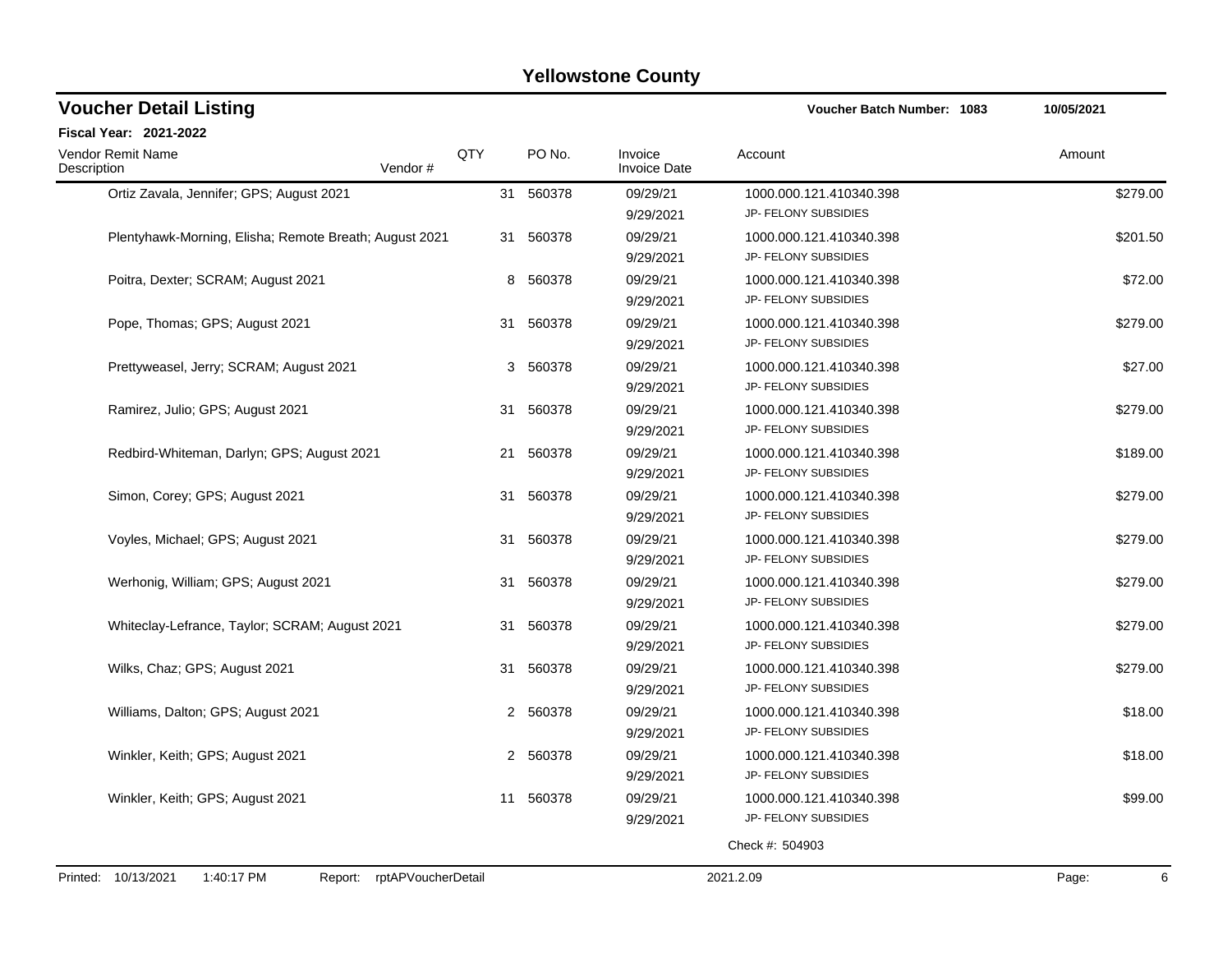# Yellowstone County

## Voucher Detail Listing

**Voucher Batch Number: 1083** 10/05/2021

**Fiscal Year: 2021-2022**

| Vendor Remit Name / Description | Vendor # | QTY | PO No. | Invoice / Invoice Date | Account | Amount |
|---|---|---|---|---|---|---|
| Ortiz Zavala, Jennifer; GPS; August 2021 | | 31 | 560378 | 09/29/21 9/29/2021 | 1000.000.121.410340.398 JP- FELONY SUBSIDIES | $279.00 |
| Plentyhawk-Morning, Elisha; Remote Breath; August 2021 | | 31 | 560378 | 09/29/21 9/29/2021 | 1000.000.121.410340.398 JP- FELONY SUBSIDIES | $201.50 |
| Poitra, Dexter; SCRAM; August 2021 | | 8 | 560378 | 09/29/21 9/29/2021 | 1000.000.121.410340.398 JP- FELONY SUBSIDIES | $72.00 |
| Pope, Thomas; GPS; August 2021 | | 31 | 560378 | 09/29/21 9/29/2021 | 1000.000.121.410340.398 JP- FELONY SUBSIDIES | $279.00 |
| Prettyweasel, Jerry; SCRAM; August 2021 | | 3 | 560378 | 09/29/21 9/29/2021 | 1000.000.121.410340.398 JP- FELONY SUBSIDIES | $27.00 |
| Ramirez, Julio; GPS; August 2021 | | 31 | 560378 | 09/29/21 9/29/2021 | 1000.000.121.410340.398 JP- FELONY SUBSIDIES | $279.00 |
| Redbird-Whiteman, Darlyn; GPS; August 2021 | | 21 | 560378 | 09/29/21 9/29/2021 | 1000.000.121.410340.398 JP- FELONY SUBSIDIES | $189.00 |
| Simon, Corey; GPS; August 2021 | | 31 | 560378 | 09/29/21 9/29/2021 | 1000.000.121.410340.398 JP- FELONY SUBSIDIES | $279.00 |
| Voyles, Michael; GPS; August 2021 | | 31 | 560378 | 09/29/21 9/29/2021 | 1000.000.121.410340.398 JP- FELONY SUBSIDIES | $279.00 |
| Werhonig, William; GPS; August 2021 | | 31 | 560378 | 09/29/21 9/29/2021 | 1000.000.121.410340.398 JP- FELONY SUBSIDIES | $279.00 |
| Whiteclay-Lefrance, Taylor; SCRAM; August 2021 | | 31 | 560378 | 09/29/21 9/29/2021 | 1000.000.121.410340.398 JP- FELONY SUBSIDIES | $279.00 |
| Wilks, Chaz; GPS; August 2021 | | 31 | 560378 | 09/29/21 9/29/2021 | 1000.000.121.410340.398 JP- FELONY SUBSIDIES | $279.00 |
| Williams, Dalton; GPS; August 2021 | | 2 | 560378 | 09/29/21 9/29/2021 | 1000.000.121.410340.398 JP- FELONY SUBSIDIES | $18.00 |
| Winkler, Keith; GPS; August 2021 | | 2 | 560378 | 09/29/21 9/29/2021 | 1000.000.121.410340.398 JP- FELONY SUBSIDIES | $18.00 |
| Winkler, Keith; GPS; August 2021 | | 11 | 560378 | 09/29/21 9/29/2021 | 1000.000.121.410340.398 JP- FELONY SUBSIDIES | $99.00 |

Check #: 504903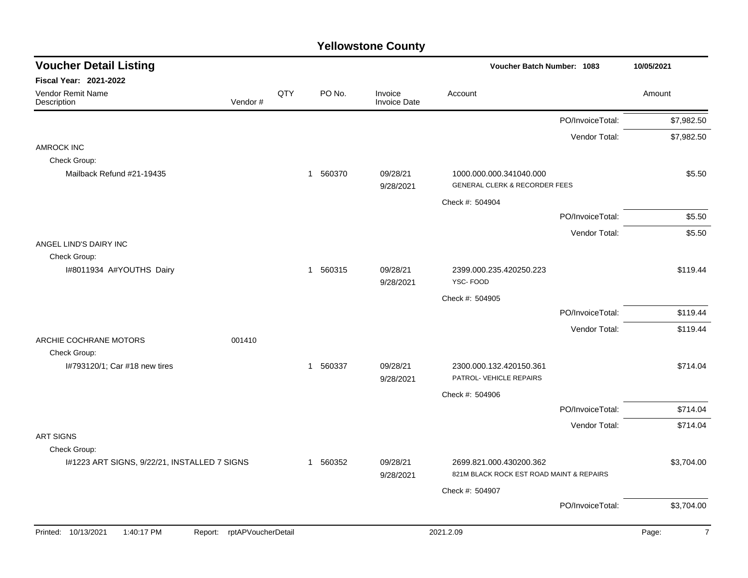# Yellowstone County

## Voucher Detail Listing

**Voucher Batch Number: 1083** 10/05/2021

**Fiscal Year: 2021-2022**

| Vendor Remit Name / Description | Vendor # | QTY | PO No. | Invoice / Invoice Date | Account | Amount |
|---|---|---|---|---|---|---|
| | | | | | PO/InvoiceTotal: | $7,982.50 |
| | | | | | Vendor Total: | $7,982.50 |
| AMROCK INC | | | | | | |
| Check Group: | | | | | | |
| Mailback Refund #21-19435 | | 1 | 560370 | 09/28/21 9/28/2021 | 1000.000.000.341040.000 GENERAL CLERK & RECORDER FEES | $5.50 |
| | | | | | Check #: 504904 | |
| | | | | | PO/InvoiceTotal: | $5.50 |
| | | | | | Vendor Total: | $5.50 |
| ANGEL LIND'S DAIRY INC | | | | | | |
| Check Group: | | | | | | |
| I#8011934 A#YOUTHS Dairy | | 1 | 560315 | 09/28/21 9/28/2021 | 2399.000.235.420250.223 YSC- FOOD | $119.44 |
| | | | | | Check #: 504905 | |
| | | | | | PO/InvoiceTotal: | $119.44 |
| | | | | | Vendor Total: | $119.44 |
| ARCHIE COCHRANE MOTORS | 001410 | | | | | |
| Check Group: | | | | | | |
| I#793120/1; Car #18 new tires | | 1 | 560337 | 09/28/21 9/28/2021 | 2300.000.132.420150.361 PATROL- VEHICLE REPAIRS | $714.04 |
| | | | | | Check #: 504906 | |
| | | | | | PO/InvoiceTotal: | $714.04 |
| | | | | | Vendor Total: | $714.04 |
| ART SIGNS | | | | | | |
| Check Group: | | | | | | |
| I#1223 ART SIGNS, 9/22/21, INSTALLED 7 SIGNS | | 1 | 560352 | 09/28/21 9/28/2021 | 2699.821.000.430200.362 821M BLACK ROCK EST ROAD MAINT & REPAIRS | $3,704.00 |
| | | | | | Check #: 504907 | |
| | | | | | PO/InvoiceTotal: | $3,704.00 |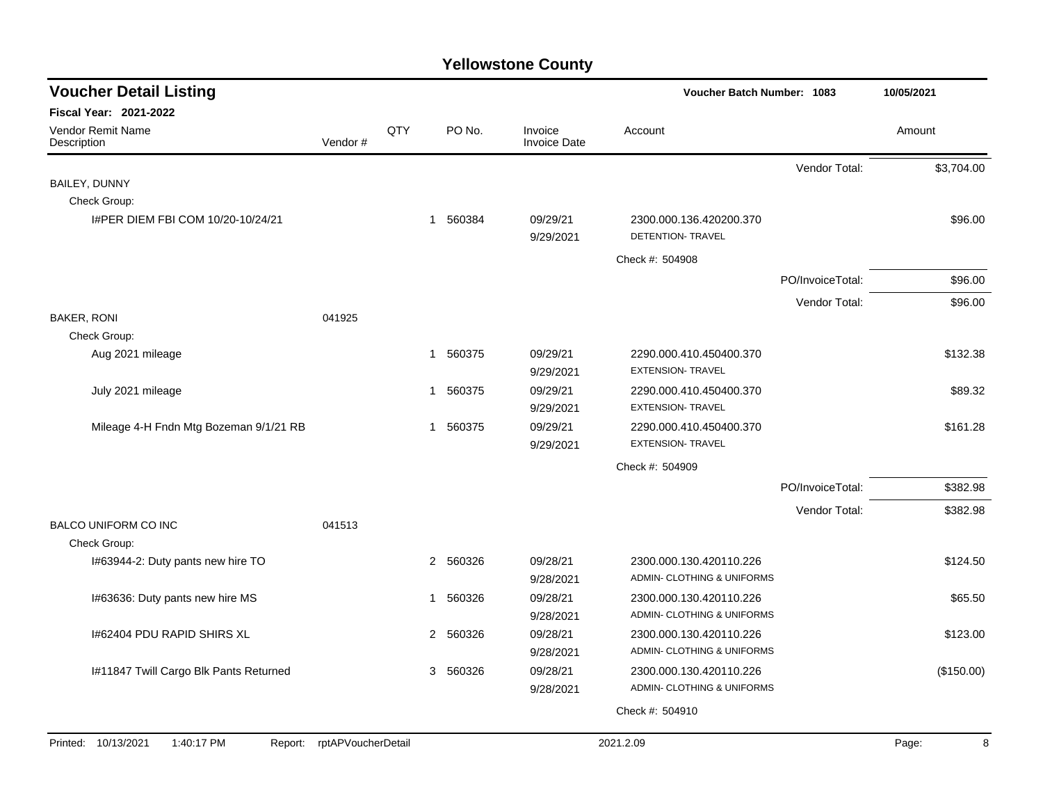# Yellowstone County

## Voucher Detail Listing

Voucher Batch Number: 1083 — 10/05/2021

**Fiscal Year: 2021-2022**

| Vendor Remit Name / Description | Vendor # | QTY | PO No. | Invoice / Invoice Date | Account | | Amount |
|---|---|---|---|---|---|---|---|
| | | | | | | Vendor Total: | $3,704.00 |
| BAILEY, DUNNY | | | | | | | |
| Check Group: | | | | | | | |
| I#PER DIEM FBI COM 10/20-10/24/21 | | 1 | 560384 | 09/29/21<br>9/29/2021 | 2300.000.136.420200.370<br>DETENTION- TRAVEL | | $96.00 |
| | | | | | Check #: 504908 | | |
| | | | | | | PO/InvoiceTotal: | $96.00 |
| | | | | | | Vendor Total: | $96.00 |
| BAKER, RONI | 041925 | | | | | | |
| Check Group: | | | | | | | |
| Aug 2021 mileage | | 1 | 560375 | 09/29/21<br>9/29/2021 | 2290.000.410.450400.370<br>EXTENSION- TRAVEL | | $132.38 |
| July 2021 mileage | | 1 | 560375 | 09/29/21<br>9/29/2021 | 2290.000.410.450400.370<br>EXTENSION- TRAVEL | | $89.32 |
| Mileage 4-H Fndn Mtg Bozeman 9/1/21 RB | | 1 | 560375 | 09/29/21<br>9/29/2021 | 2290.000.410.450400.370<br>EXTENSION- TRAVEL | | $161.28 |
| | | | | | Check #: 504909 | | |
| | | | | | | PO/InvoiceTotal: | $382.98 |
| | | | | | | Vendor Total: | $382.98 |
| BALCO UNIFORM CO INC | 041513 | | | | | | |
| Check Group: | | | | | | | |
| I#63944-2: Duty pants new hire TO | | 2 | 560326 | 09/28/21<br>9/28/2021 | 2300.000.130.420110.226<br>ADMIN- CLOTHING & UNIFORMS | | $124.50 |
| I#63636: Duty pants new hire MS | | 1 | 560326 | 09/28/21<br>9/28/2021 | 2300.000.130.420110.226<br>ADMIN- CLOTHING & UNIFORMS | | $65.50 |
| I#62404 PDU RAPID SHIRS XL | | 2 | 560326 | 09/28/21<br>9/28/2021 | 2300.000.130.420110.226<br>ADMIN- CLOTHING & UNIFORMS | | $123.00 |
| I#11847 Twill Cargo Blk Pants Returned | | 3 | 560326 | 09/28/21<br>9/28/2021 | 2300.000.130.420110.226<br>ADMIN- CLOTHING & UNIFORMS | | ($150.00) |
| | | | | | Check #: 504910 | | |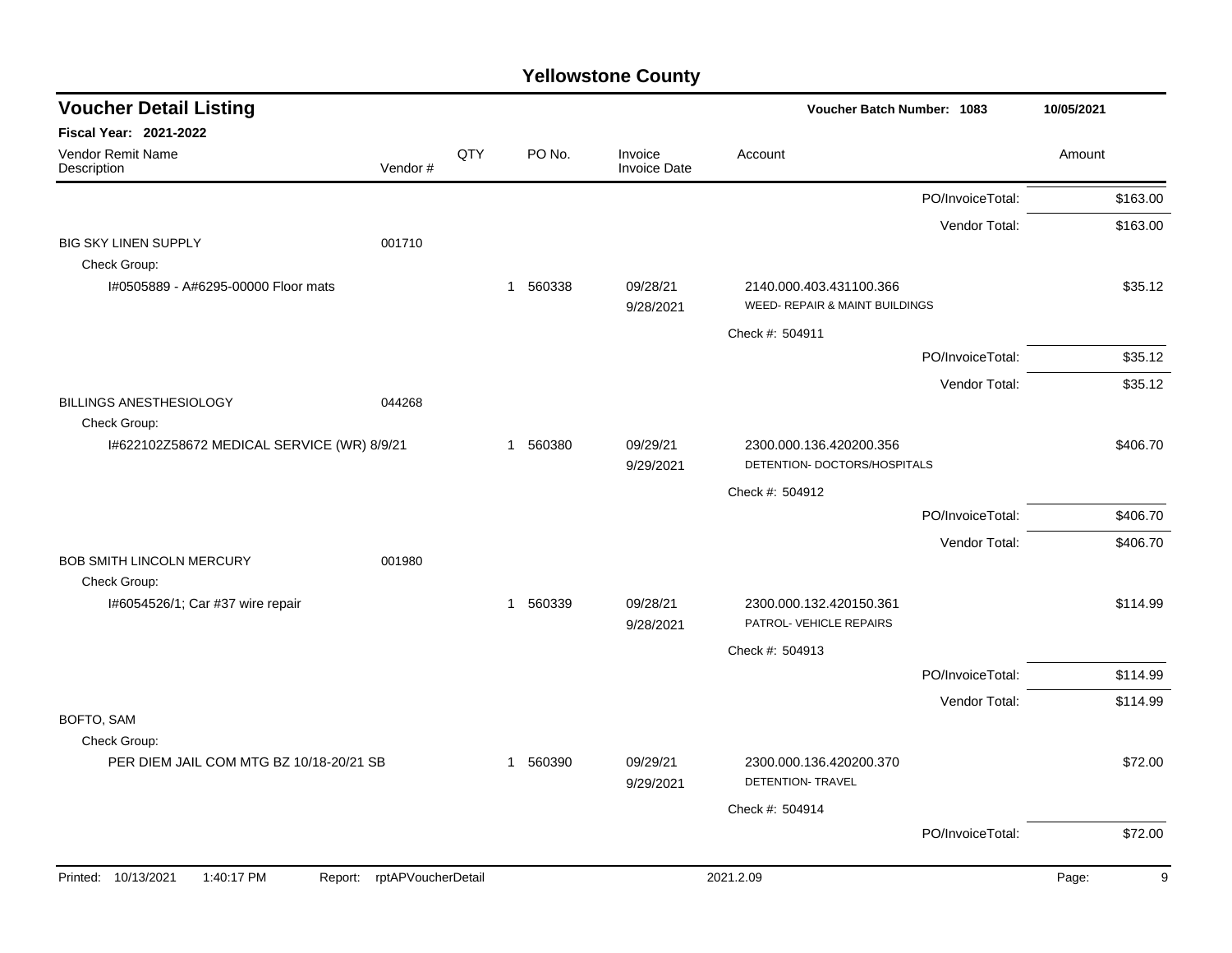# Yellowstone County

## Voucher Detail Listing

**Voucher Batch Number: 1083** 10/05/2021

**Fiscal Year: 2021-2022**

| Vendor Remit Name / Description | Vendor # | QTY | PO No. | Invoice / Invoice Date | Account | Amount |
|---|---|---|---|---|---|---|
| | | | | | PO/InvoiceTotal: | $163.00 |
| | | | | | Vendor Total: | $163.00 |
| BIG SKY LINEN SUPPLY | 001710 | | | | | |
| Check Group: | | | | | | |
| I#0505889 - A#6295-00000 Floor mats | | 1 | 560338 | 09/28/21 9/28/2021 | 2140.000.403.431100.366 WEED- REPAIR & MAINT BUILDINGS | $35.12 |
| | | | | | Check #: 504911 | |
| | | | | | PO/InvoiceTotal: | $35.12 |
| | | | | | Vendor Total: | $35.12 |
| BILLINGS ANESTHESIOLOGY | 044268 | | | | | |
| Check Group: | | | | | | |
| I#622102Z58672 MEDICAL SERVICE (WR) 8/9/21 | | 1 | 560380 | 09/29/21 9/29/2021 | 2300.000.136.420200.356 DETENTION- DOCTORS/HOSPITALS | $406.70 |
| | | | | | Check #: 504912 | |
| | | | | | PO/InvoiceTotal: | $406.70 |
| | | | | | Vendor Total: | $406.70 |
| BOB SMITH LINCOLN MERCURY | 001980 | | | | | |
| Check Group: | | | | | | |
| I#6054526/1; Car #37 wire repair | | 1 | 560339 | 09/28/21 9/28/2021 | 2300.000.132.420150.361 PATROL- VEHICLE REPAIRS | $114.99 |
| | | | | | Check #: 504913 | |
| | | | | | PO/InvoiceTotal: | $114.99 |
| | | | | | Vendor Total: | $114.99 |
| BOFTO, SAM | | | | | | |
| Check Group: | | | | | | |
| PER DIEM JAIL COM MTG BZ 10/18-20/21 SB | | 1 | 560390 | 09/29/21 9/29/2021 | 2300.000.136.420200.370 DETENTION- TRAVEL | $72.00 |
| | | | | | Check #: 504914 | |
| | | | | | PO/InvoiceTotal: | $72.00 |

Printed: 10/13/2021 1:40:17 PM Report: rptAPVoucherDetail 2021.2.09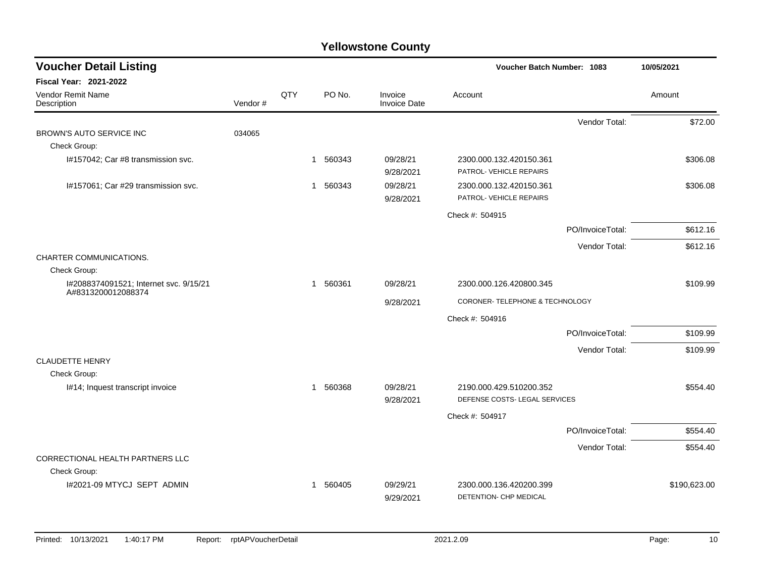# Yellowstone County

## Voucher Detail Listing

**Voucher Batch Number: 1083** — 10/05/2021

**Fiscal Year: 2021-2022**

| Vendor Remit Name / Description | Vendor # | QTY | PO No. | Invoice / Invoice Date | Account | Amount |
|---|---|---|---|---|---|---|
| | | | | | Vendor Total: | $72.00 |
| BROWN'S AUTO SERVICE INC | 034065 | | | | | |
| Check Group: | | | | | | |
| I#157042; Car #8 transmission svc. | | 1 | 560343 | 09/28/21 9/28/2021 | 2300.000.132.420150.361 PATROL- VEHICLE REPAIRS | $306.08 |
| I#157061; Car #29 transmission svc. | | 1 | 560343 | 09/28/21 9/28/2021 | 2300.000.132.420150.361 PATROL- VEHICLE REPAIRS | $306.08 |
| | | | | | Check #: 504915 | |
| | | | | | PO/InvoiceTotal: | $612.16 |
| | | | | | Vendor Total: | $612.16 |
| CHARTER COMMUNICATIONS. | | | | | | |
| Check Group: | | | | | | |
| I#2088374091521; Internet svc. 9/15/21 A#8313200012088374 | | 1 | 560361 | 09/28/21 9/28/2021 | 2300.000.126.420800.345 CORONER- TELEPHONE & TECHNOLOGY | $109.99 |
| | | | | | Check #: 504916 | |
| | | | | | PO/InvoiceTotal: | $109.99 |
| | | | | | Vendor Total: | $109.99 |
| CLAUDETTE HENRY | | | | | | |
| Check Group: | | | | | | |
| I#14; Inquest transcript invoice | | 1 | 560368 | 09/28/21 9/28/2021 | 2190.000.429.510200.352 DEFENSE COSTS- LEGAL SERVICES | $554.40 |
| | | | | | Check #: 504917 | |
| | | | | | PO/InvoiceTotal: | $554.40 |
| | | | | | Vendor Total: | $554.40 |
| CORRECTIONAL HEALTH PARTNERS LLC | | | | | | |
| Check Group: | | | | | | |
| I#2021-09 MTYCJ SEPT ADMIN | | 1 | 560405 | 09/29/21 9/29/2021 | 2300.000.136.420200.399 DETENTION- CHP MEDICAL | $190,623.00 |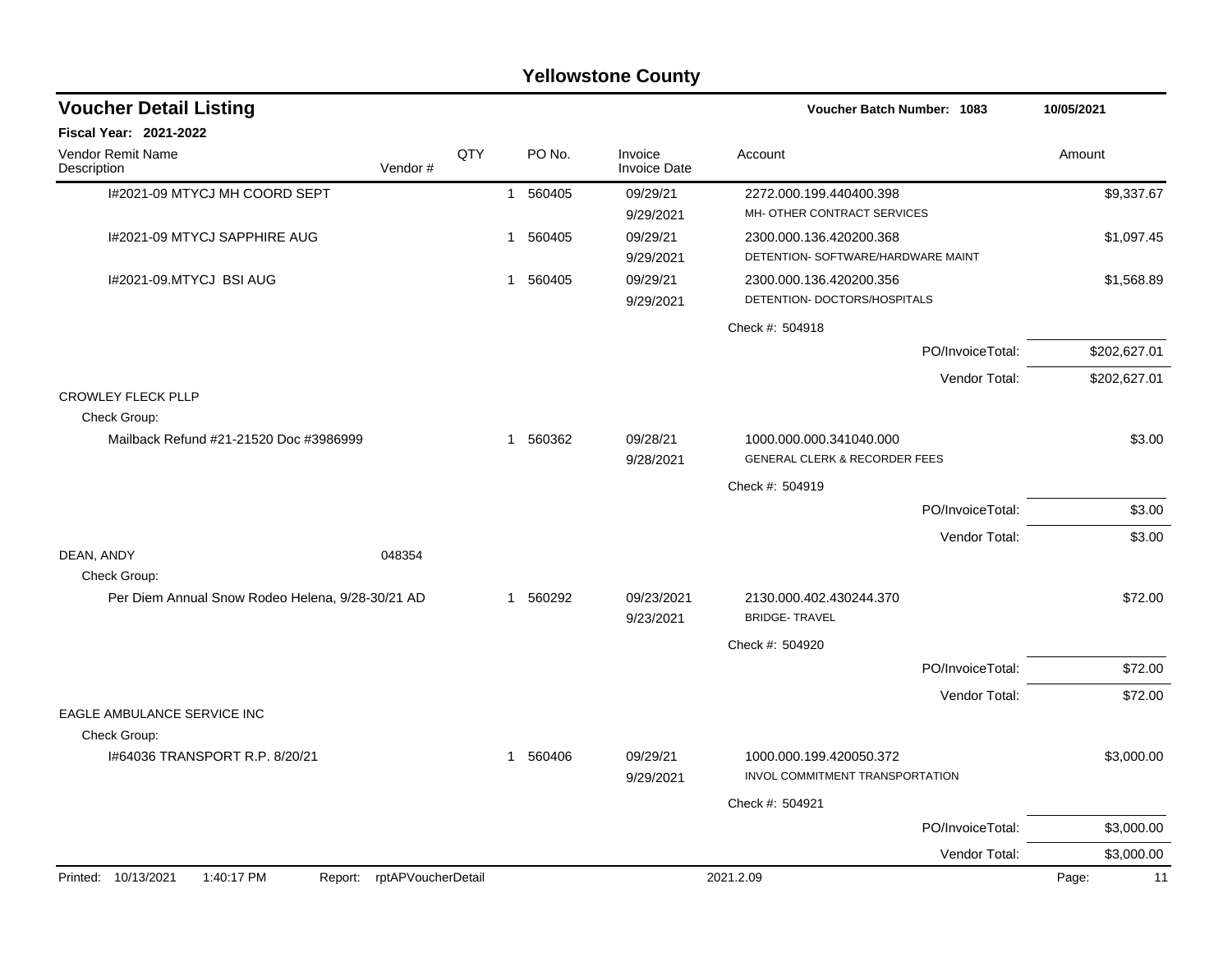# Yellowstone County

## Voucher Detail Listing

**Voucher Batch Number: 1083** — 10/05/2021

**Fiscal Year: 2021-2022**

| Vendor Remit Name / Description | Vendor # | QTY | PO No. | Invoice / Invoice Date | Account | Amount |
|---|---|---|---|---|---|---|
| I#2021-09 MTYCJ MH COORD SEPT | | 1 | 560405 | 09/29/21<br>9/29/2021 | 2272.000.199.440400.398<br>MH- OTHER CONTRACT SERVICES | $9,337.67 |
| I#2021-09 MTYCJ SAPPHIRE AUG | | 1 | 560405 | 09/29/21<br>9/29/2021 | 2300.000.136.420200.368<br>DETENTION- SOFTWARE/HARDWARE MAINT | $1,097.45 |
| I#2021-09.MTYCJ BSI AUG | | 1 | 560405 | 09/29/21<br>9/29/2021 | 2300.000.136.420200.356<br>DETENTION- DOCTORS/HOSPITALS | $1,568.89 |
| | | | | | Check #: 504918 | |
| | | | | | PO/InvoiceTotal: | $202,627.01 |
| | | | | | Vendor Total: | $202,627.01 |
| CROWLEY FLECK PLLP | | | | | | |
| Check Group: | | | | | | |
| Mailback Refund #21-21520 Doc #3986999 | | 1 | 560362 | 09/28/21<br>9/28/2021 | 1000.000.000.341040.000<br>GENERAL CLERK & RECORDER FEES | $3.00 |
| | | | | | Check #: 504919 | |
| | | | | | PO/InvoiceTotal: | $3.00 |
| | | | | | Vendor Total: | $3.00 |
| DEAN, ANDY | 048354 | | | | | |
| Check Group: | | | | | | |
| Per Diem Annual Snow Rodeo Helena, 9/28-30/21 AD | | 1 | 560292 | 09/23/2021<br>9/23/2021 | 2130.000.402.430244.370<br>BRIDGE- TRAVEL | $72.00 |
| | | | | | Check #: 504920 | |
| | | | | | PO/InvoiceTotal: | $72.00 |
| | | | | | Vendor Total: | $72.00 |
| EAGLE AMBULANCE SERVICE INC | | | | | | |
| Check Group: | | | | | | |
| I#64036 TRANSPORT R.P. 8/20/21 | | 1 | 560406 | 09/29/21<br>9/29/2021 | 1000.000.199.420050.372<br>INVOL COMMITMENT TRANSPORTATION | $3,000.00 |
| | | | | | Check #: 504921 | |
| | | | | | PO/InvoiceTotal: | $3,000.00 |
| | | | | | Vendor Total: | $3,000.00 |

Printed: 10/13/2021 1:40:17 PM Report: rptAPVoucherDetail 2021.2.09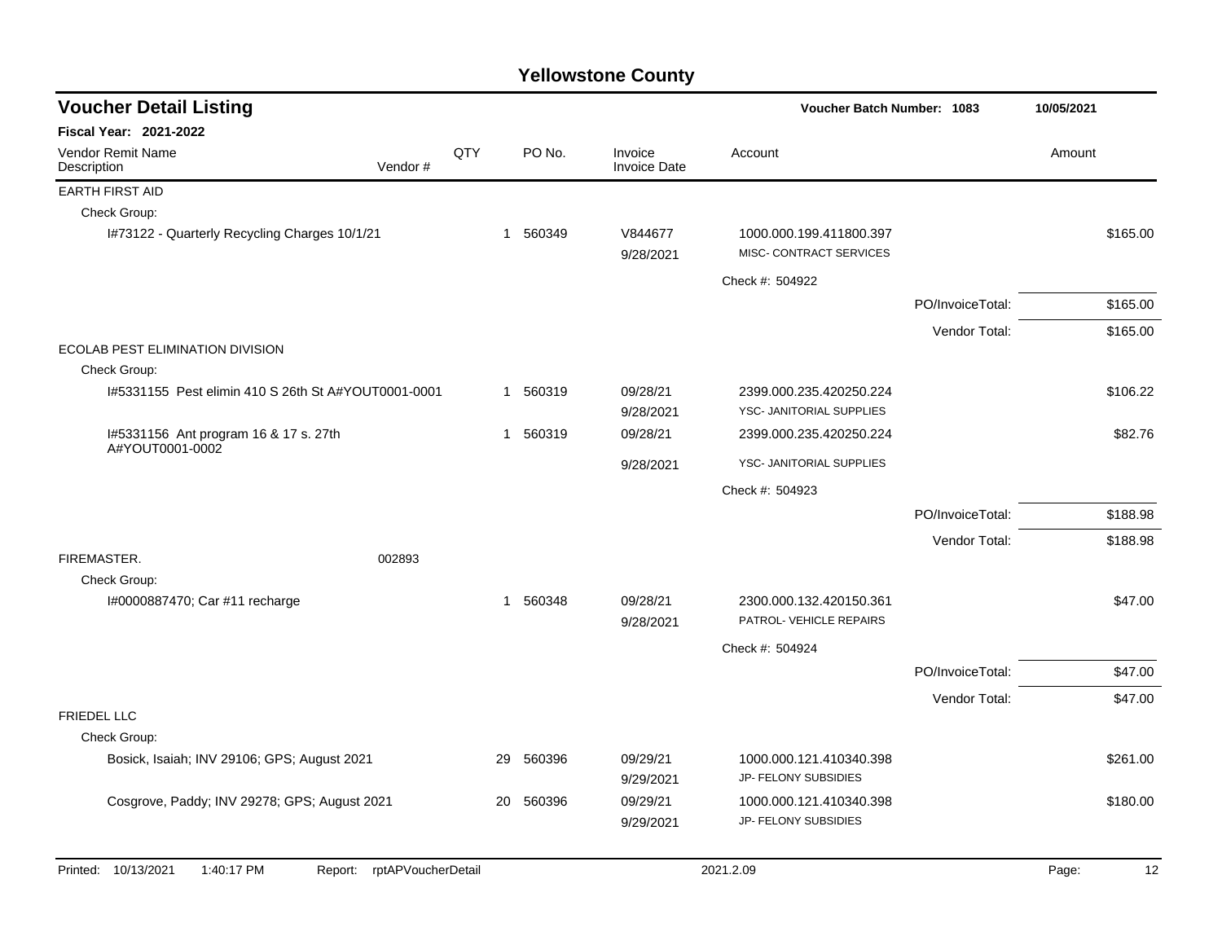# Yellowstone County

## Voucher Detail Listing

**Voucher Batch Number: 1083** 10/05/2021

**Fiscal Year: 2021-2022**

| Vendor Remit Name / Description | Vendor # | QTY | PO No. | Invoice / Invoice Date | Account | | Amount |
|---|---|---|---|---|---|---|---|
| EARTH FIRST AID | | | | | | | |
| Check Group: | | | | | | | |
| I#73122 - Quarterly Recycling Charges 10/1/21 | | 1 | 560349 | V844677<br>9/28/2021 | 1000.000.199.411800.397<br>MISC- CONTRACT SERVICES | | $165.00 |
| | | | | | Check #: 504922 | | |
| | | | | | | PO/InvoiceTotal: | $165.00 |
| | | | | | | Vendor Total: | $165.00 |
| ECOLAB PEST ELIMINATION DIVISION | | | | | | | |
| Check Group: | | | | | | | |
| I#5331155 Pest elimin 410 S 26th St A#YOUT0001-0001 | | 1 | 560319 | 09/28/21<br>9/28/2021 | 2399.000.235.420250.224<br>YSC- JANITORIAL SUPPLIES | | $106.22 |
| I#5331156 Ant program 16 & 17 s. 27th A#YOUT0001-0002 | | 1 | 560319 | 09/28/21<br>9/28/2021 | 2399.000.235.420250.224<br>YSC- JANITORIAL SUPPLIES | | $82.76 |
| | | | | | Check #: 504923 | | |
| | | | | | | PO/InvoiceTotal: | $188.98 |
| | | | | | | Vendor Total: | $188.98 |
| FIREMASTER. | 002893 | | | | | | |
| Check Group: | | | | | | | |
| I#0000887470; Car #11 recharge | | 1 | 560348 | 09/28/21<br>9/28/2021 | 2300.000.132.420150.361<br>PATROL- VEHICLE REPAIRS | | $47.00 |
| | | | | | Check #: 504924 | | |
| | | | | | | PO/InvoiceTotal: | $47.00 |
| | | | | | | Vendor Total: | $47.00 |
| FRIEDEL LLC | | | | | | | |
| Check Group: | | | | | | | |
| Bosick, Isaiah; INV 29106; GPS; August 2021 | | 29 | 560396 | 09/29/21<br>9/29/2021 | 1000.000.121.410340.398<br>JP- FELONY SUBSIDIES | | $261.00 |
| Cosgrove, Paddy; INV 29278; GPS; August 2021 | | 20 | 560396 | 09/29/21<br>9/29/2021 | 1000.000.121.410340.398<br>JP- FELONY SUBSIDIES | | $180.00 |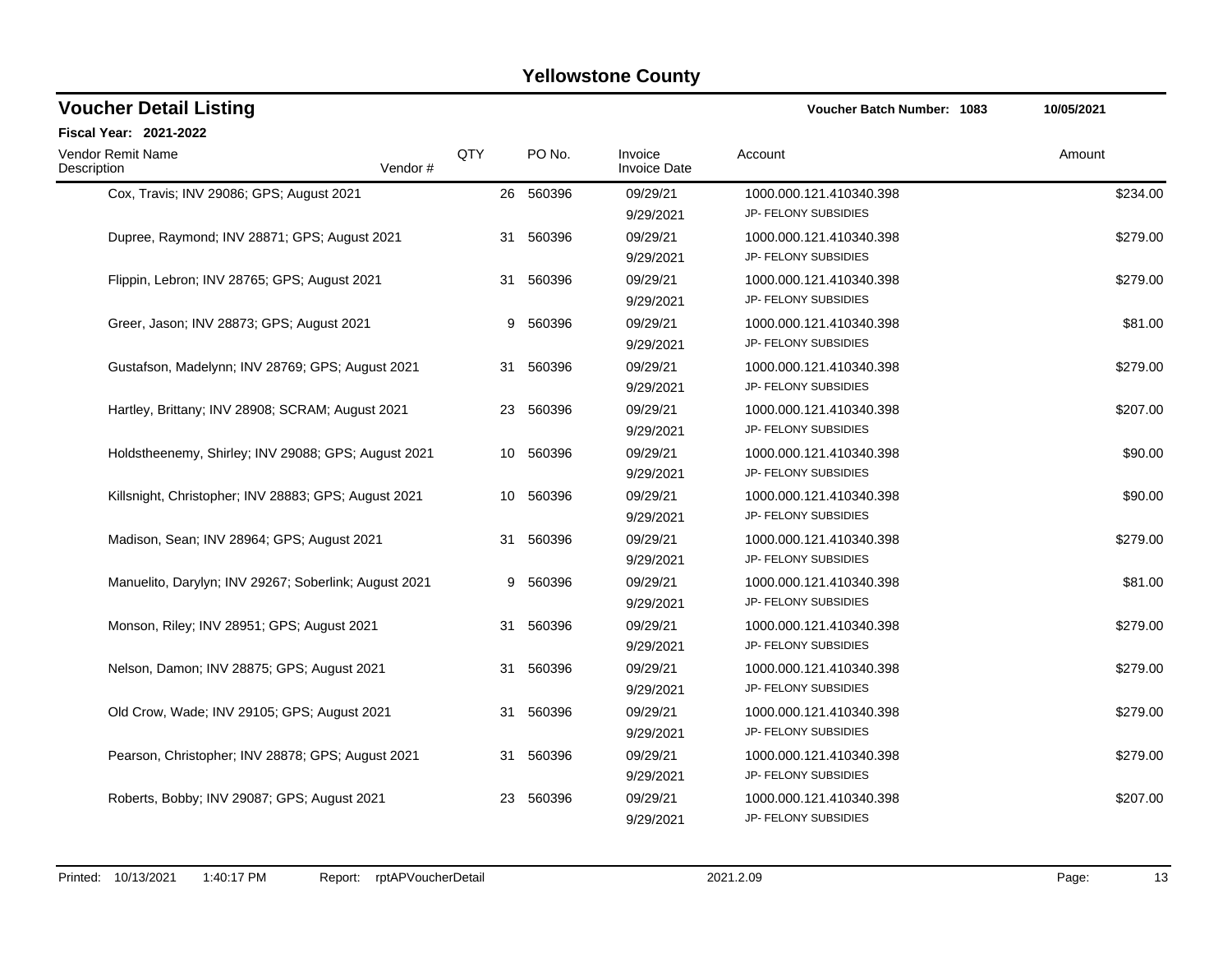# Yellowstone County

## Voucher Detail Listing

**Voucher Batch Number: 1083** **10/05/2021**

**Fiscal Year: 2021-2022**

| Vendor Remit Name / Description | Vendor # | QTY | PO No. | Invoice / Invoice Date | Account | Amount |
|---|---|---|---|---|---|---|
| Cox, Travis; INV 29086; GPS; August 2021 | | 26 | 560396 | 09/29/21 9/29/2021 | 1000.000.121.410340.398 JP- FELONY SUBSIDIES | $234.00 |
| Dupree, Raymond; INV 28871; GPS; August 2021 | | 31 | 560396 | 09/29/21 9/29/2021 | 1000.000.121.410340.398 JP- FELONY SUBSIDIES | $279.00 |
| Flippin, Lebron; INV 28765; GPS; August 2021 | | 31 | 560396 | 09/29/21 9/29/2021 | 1000.000.121.410340.398 JP- FELONY SUBSIDIES | $279.00 |
| Greer, Jason; INV 28873; GPS; August 2021 | | 9 | 560396 | 09/29/21 9/29/2021 | 1000.000.121.410340.398 JP- FELONY SUBSIDIES | $81.00 |
| Gustafson, Madelynn; INV 28769; GPS; August 2021 | | 31 | 560396 | 09/29/21 9/29/2021 | 1000.000.121.410340.398 JP- FELONY SUBSIDIES | $279.00 |
| Hartley, Brittany; INV 28908; SCRAM; August 2021 | | 23 | 560396 | 09/29/21 9/29/2021 | 1000.000.121.410340.398 JP- FELONY SUBSIDIES | $207.00 |
| Holdstheenemy, Shirley; INV 29088; GPS; August 2021 | | 10 | 560396 | 09/29/21 9/29/2021 | 1000.000.121.410340.398 JP- FELONY SUBSIDIES | $90.00 |
| Killsnight, Christopher; INV 28883; GPS; August 2021 | | 10 | 560396 | 09/29/21 9/29/2021 | 1000.000.121.410340.398 JP- FELONY SUBSIDIES | $90.00 |
| Madison, Sean; INV 28964; GPS; August 2021 | | 31 | 560396 | 09/29/21 9/29/2021 | 1000.000.121.410340.398 JP- FELONY SUBSIDIES | $279.00 |
| Manuelito, Darylyn; INV 29267; Soberlink; August 2021 | | 9 | 560396 | 09/29/21 9/29/2021 | 1000.000.121.410340.398 JP- FELONY SUBSIDIES | $81.00 |
| Monson, Riley; INV 28951; GPS; August 2021 | | 31 | 560396 | 09/29/21 9/29/2021 | 1000.000.121.410340.398 JP- FELONY SUBSIDIES | $279.00 |
| Nelson, Damon; INV 28875; GPS; August 2021 | | 31 | 560396 | 09/29/21 9/29/2021 | 1000.000.121.410340.398 JP- FELONY SUBSIDIES | $279.00 |
| Old Crow, Wade; INV 29105; GPS; August 2021 | | 31 | 560396 | 09/29/21 9/29/2021 | 1000.000.121.410340.398 JP- FELONY SUBSIDIES | $279.00 |
| Pearson, Christopher; INV 28878; GPS; August 2021 | | 31 | 560396 | 09/29/21 9/29/2021 | 1000.000.121.410340.398 JP- FELONY SUBSIDIES | $279.00 |
| Roberts, Bobby; INV 29087; GPS; August 2021 | | 23 | 560396 | 09/29/21 9/29/2021 | 1000.000.121.410340.398 JP- FELONY SUBSIDIES | $207.00 |

Printed: 10/13/2021 1:40:17 PM Report: rptAPVoucherDetail 2021.2.09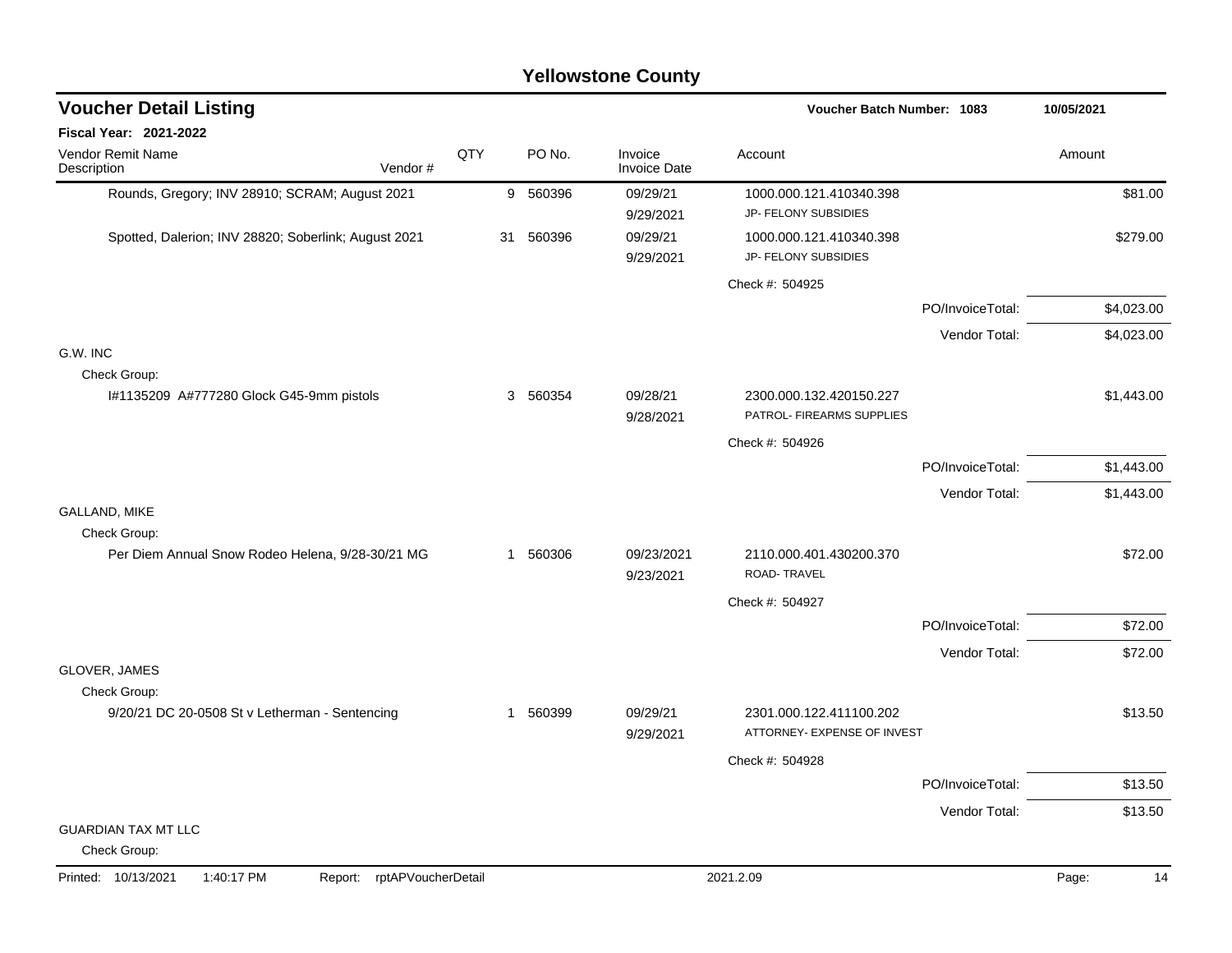# Yellowstone County

## Voucher Detail Listing

**Voucher Batch Number: 1083** — 10/05/2021

**Fiscal Year: 2021-2022**

| Vendor Remit Name / Description | Vendor # | QTY | PO No. | Invoice / Invoice Date | Account | Amount |
|---|---|---|---|---|---|---|
| Rounds, Gregory; INV 28910; SCRAM; August 2021 | | 9 | 560396 | 09/29/21 / 9/29/2021 | 1000.000.121.410340.398 JP- FELONY SUBSIDIES | $81.00 |
| Spotted, Dalerion; INV 28820; Soberlink; August 2021 | | 31 | 560396 | 09/29/21 / 9/29/2021 | 1000.000.121.410340.398 JP- FELONY SUBSIDIES | $279.00 |
| | | | | | Check #: 504925 | |
| | | | | | PO/InvoiceTotal: | $4,023.00 |
| | | | | | Vendor Total: | $4,023.00 |
| **G.W. INC** | | | | | | |
| Check Group: | | | | | | |
| I#1135209 A#777280 Glock G45-9mm pistols | | 3 | 560354 | 09/28/21 / 9/28/2021 | 2300.000.132.420150.227 PATROL- FIREARMS SUPPLIES | $1,443.00 |
| | | | | | Check #: 504926 | |
| | | | | | PO/InvoiceTotal: | $1,443.00 |
| | | | | | Vendor Total: | $1,443.00 |
| **GALLAND, MIKE** | | | | | | |
| Check Group: | | | | | | |
| Per Diem Annual Snow Rodeo Helena, 9/28-30/21 MG | | 1 | 560306 | 09/23/2021 / 9/23/2021 | 2110.000.401.430200.370 ROAD- TRAVEL | $72.00 |
| | | | | | Check #: 504927 | |
| | | | | | PO/InvoiceTotal: | $72.00 |
| | | | | | Vendor Total: | $72.00 |
| **GLOVER, JAMES** | | | | | | |
| Check Group: | | | | | | |
| 9/20/21 DC 20-0508 St v Letherman - Sentencing | | 1 | 560399 | 09/29/21 / 9/29/2021 | 2301.000.122.411100.202 ATTORNEY- EXPENSE OF INVEST | $13.50 |
| | | | | | Check #: 504928 | |
| | | | | | PO/InvoiceTotal: | $13.50 |
| | | | | | Vendor Total: | $13.50 |
| **GUARDIAN TAX MT LLC** | | | | | | |
| Check Group: | | | | | | |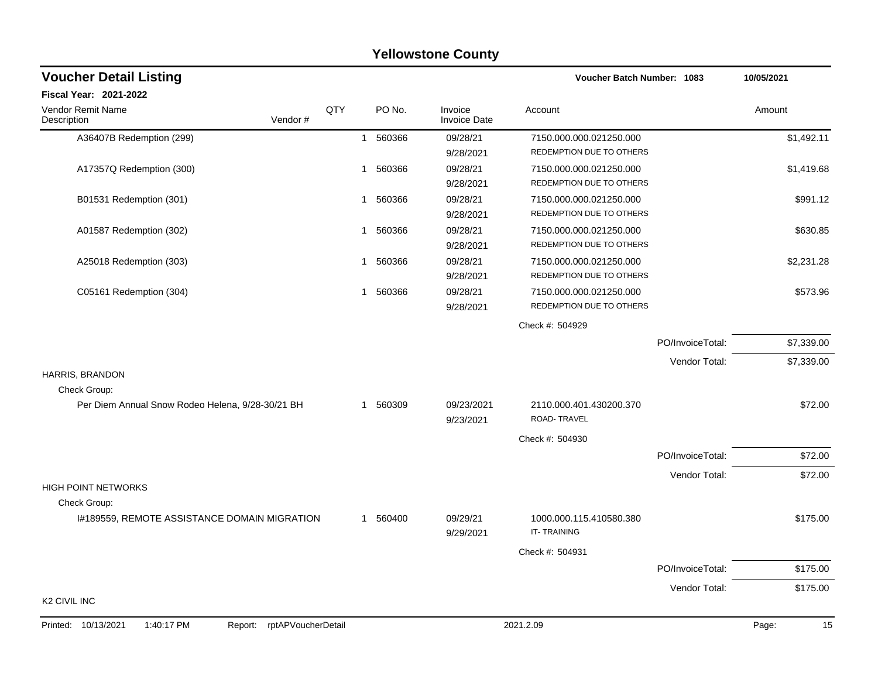# Yellowstone County

## Voucher Detail Listing

**Voucher Batch Number: 1083** 10/05/2021

**Fiscal Year: 2021-2022**

| Vendor Remit Name / Description | Vendor # | QTY | PO No. | Invoice / Invoice Date | Account | Amount |
|---|---|---|---|---|---|---|
| A36407B Redemption (299) | | 1 | 560366 | 09/28/21 / 9/28/2021 | 7150.000.000.021250.000 REDEMPTION DUE TO OTHERS | $1,492.11 |
| A17357Q Redemption (300) | | 1 | 560366 | 09/28/21 / 9/28/2021 | 7150.000.000.021250.000 REDEMPTION DUE TO OTHERS | $1,419.68 |
| B01531 Redemption (301) | | 1 | 560366 | 09/28/21 / 9/28/2021 | 7150.000.000.021250.000 REDEMPTION DUE TO OTHERS | $991.12 |
| A01587 Redemption (302) | | 1 | 560366 | 09/28/21 / 9/28/2021 | 7150.000.000.021250.000 REDEMPTION DUE TO OTHERS | $630.85 |
| A25018 Redemption (303) | | 1 | 560366 | 09/28/21 / 9/28/2021 | 7150.000.000.021250.000 REDEMPTION DUE TO OTHERS | $2,231.28 |
| C05161 Redemption (304) | | 1 | 560366 | 09/28/21 / 9/28/2021 | 7150.000.000.021250.000 REDEMPTION DUE TO OTHERS | $573.96 |
| | | | | | Check #: 504929 | |
| | | | | | PO/InvoiceTotal: | $7,339.00 |
| | | | | | Vendor Total: | $7,339.00 |
| **HARRIS, BRANDON** | | | | | | |
| Check Group: | | | | | | |
| Per Diem Annual Snow Rodeo Helena, 9/28-30/21 BH | | 1 | 560309 | 09/23/2021 / 9/23/2021 | 2110.000.401.430200.370 ROAD- TRAVEL | $72.00 |
| | | | | | Check #: 504930 | |
| | | | | | PO/InvoiceTotal: | $72.00 |
| | | | | | Vendor Total: | $72.00 |
| **HIGH POINT NETWORKS** | | | | | | |
| Check Group: | | | | | | |
| I#189559, REMOTE ASSISTANCE DOMAIN MIGRATION | | 1 | 560400 | 09/29/21 / 9/29/2021 | 1000.000.115.410580.380 IT- TRAINING | $175.00 |
| | | | | | Check #: 504931 | |
| | | | | | PO/InvoiceTotal: | $175.00 |
| | | | | | Vendor Total: | $175.00 |
| **K2 CIVIL INC** | | | | | | |

Printed: 10/13/2021 1:40:17 PM Report: rptAPVoucherDetail 2021.2.09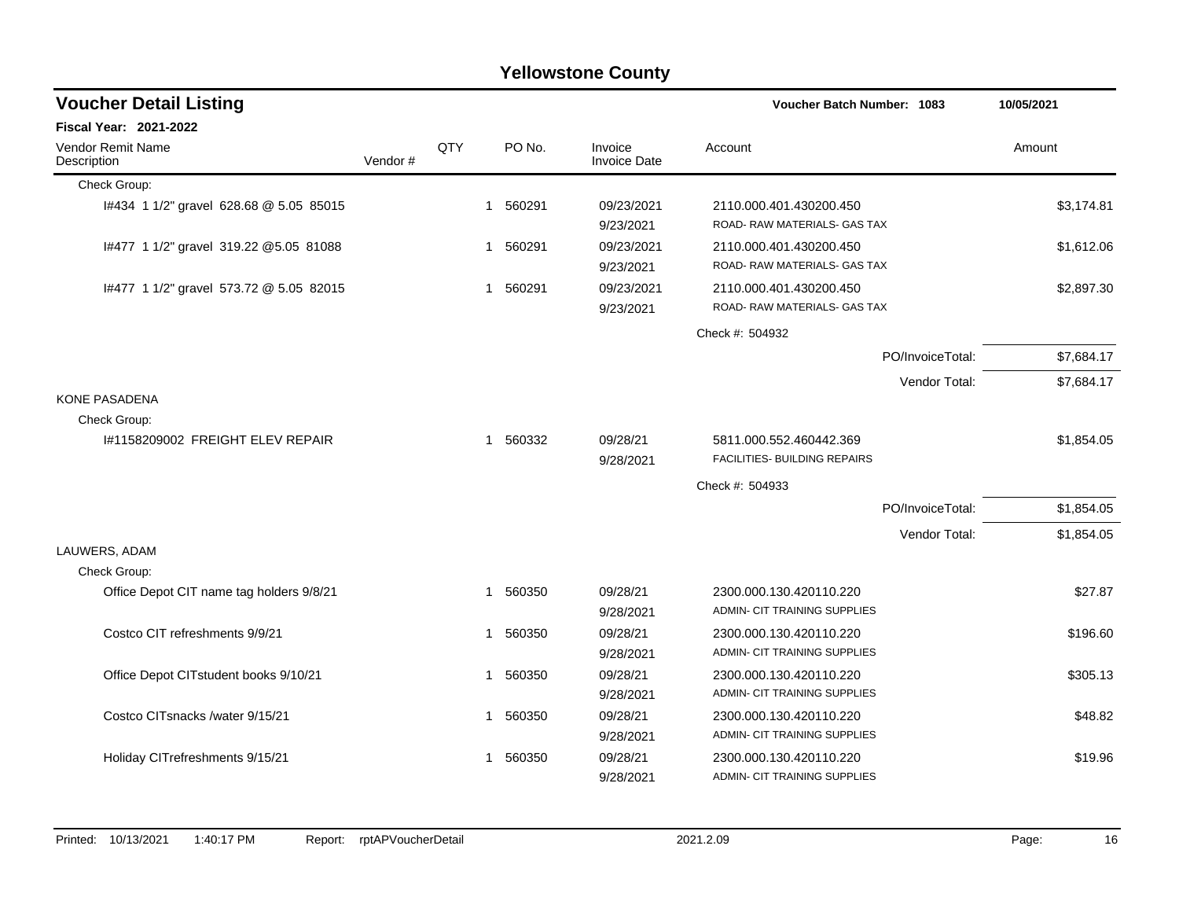# Yellowstone County

## Voucher Detail Listing

**Voucher Batch Number: 1083** 10/05/2021

**Fiscal Year: 2021-2022**

| Vendor Remit Name / Description | Vendor # | QTY | PO No. | Invoice / Invoice Date | Account | Amount |
|---|---|---|---|---|---|---|
| Check Group: | | | | | | |
| I#434 1 1/2" gravel 628.68 @ 5.05 85015 | | 1 | 560291 | 09/23/2021<br>9/23/2021 | 2110.000.401.430200.450<br>ROAD- RAW MATERIALS- GAS TAX | $3,174.81 |
| I#477 1 1/2" gravel 319.22 @5.05 81088 | | 1 | 560291 | 09/23/2021<br>9/23/2021 | 2110.000.401.430200.450<br>ROAD- RAW MATERIALS- GAS TAX | $1,612.06 |
| I#477 1 1/2" gravel 573.72 @ 5.05 82015 | | 1 | 560291 | 09/23/2021<br>9/23/2021 | 2110.000.401.430200.450<br>ROAD- RAW MATERIALS- GAS TAX | $2,897.30 |
| | | | | | Check #: 504932 | |
| | | | | | PO/InvoiceTotal: | $7,684.17 |
| | | | | | Vendor Total: | $7,684.17 |
| KONE PASADENA | | | | | | |
| Check Group: | | | | | | |
| I#1158209002 FREIGHT ELEV REPAIR | | 1 | 560332 | 09/28/21<br>9/28/2021 | 5811.000.552.460442.369<br>FACILITIES- BUILDING REPAIRS | $1,854.05 |
| | | | | | Check #: 504933 | |
| | | | | | PO/InvoiceTotal: | $1,854.05 |
| | | | | | Vendor Total: | $1,854.05 |
| LAUWERS, ADAM | | | | | | |
| Check Group: | | | | | | |
| Office Depot CIT name tag holders 9/8/21 | | 1 | 560350 | 09/28/21<br>9/28/2021 | 2300.000.130.420110.220<br>ADMIN- CIT TRAINING SUPPLIES | $27.87 |
| Costco CIT refreshments 9/9/21 | | 1 | 560350 | 09/28/21<br>9/28/2021 | 2300.000.130.420110.220<br>ADMIN- CIT TRAINING SUPPLIES | $196.60 |
| Office Depot CITstudent books 9/10/21 | | 1 | 560350 | 09/28/21<br>9/28/2021 | 2300.000.130.420110.220<br>ADMIN- CIT TRAINING SUPPLIES | $305.13 |
| Costco CITsnacks /water 9/15/21 | | 1 | 560350 | 09/28/21<br>9/28/2021 | 2300.000.130.420110.220<br>ADMIN- CIT TRAINING SUPPLIES | $48.82 |
| Holiday CITrefreshments 9/15/21 | | 1 | 560350 | 09/28/21<br>9/28/2021 | 2300.000.130.420110.220<br>ADMIN- CIT TRAINING SUPPLIES | $19.96 |

Printed: 10/13/2021 1:40:17 PM Report: rptAPVoucherDetail 2021.2.09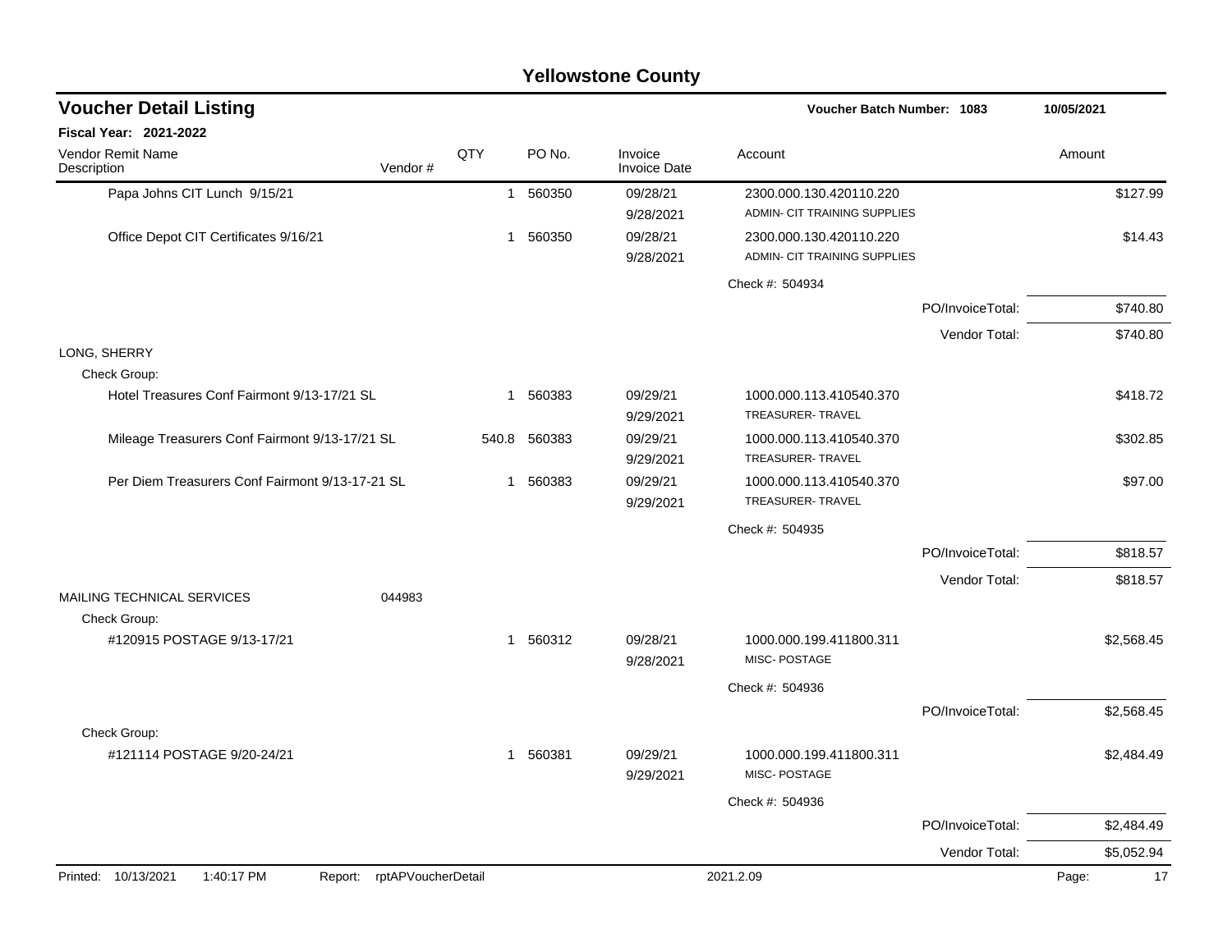# Yellowstone County

## Voucher Detail Listing

**Voucher Batch Number: 1083** 10/05/2021

**Fiscal Year: 2021-2022**

| Vendor Remit Name / Description | Vendor # | QTY | PO No. | Invoice / Invoice Date | Account | Amount |
|---|---|---|---|---|---|---|
| Papa Johns CIT Lunch 9/15/21 | | 1 | 560350 | 09/28/21 9/28/2021 | 2300.000.130.420110.220 ADMIN- CIT TRAINING SUPPLIES | $127.99 |
| Office Depot CIT Certificates 9/16/21 | | 1 | 560350 | 09/28/21 9/28/2021 | 2300.000.130.420110.220 ADMIN- CIT TRAINING SUPPLIES | $14.43 |
| | | | | | Check #: 504934 | |
| | | | | | PO/InvoiceTotal: | $740.80 |
| | | | | | Vendor Total: | $740.80 |
| LONG, SHERRY | | | | | | |
| Check Group: | | | | | | |
| Hotel Treasures Conf Fairmont 9/13-17/21 SL | | 1 | 560383 | 09/29/21 9/29/2021 | 1000.000.113.410540.370 TREASURER- TRAVEL | $418.72 |
| Mileage Treasurers Conf Fairmont 9/13-17/21 SL | | 540.8 | 560383 | 09/29/21 9/29/2021 | 1000.000.113.410540.370 TREASURER- TRAVEL | $302.85 |
| Per Diem Treasurers Conf Fairmont 9/13-17-21 SL | | 1 | 560383 | 09/29/21 9/29/2021 | 1000.000.113.410540.370 TREASURER- TRAVEL | $97.00 |
| | | | | | Check #: 504935 | |
| | | | | | PO/InvoiceTotal: | $818.57 |
| | | | | | Vendor Total: | $818.57 |
| MAILING TECHNICAL SERVICES | 044983 | | | | | |
| Check Group: | | | | | | |
| #120915 POSTAGE 9/13-17/21 | | 1 | 560312 | 09/28/21 9/28/2021 | 1000.000.199.411800.311 MISC- POSTAGE | $2,568.45 |
| | | | | | Check #: 504936 | |
| | | | | | PO/InvoiceTotal: | $2,568.45 |
| Check Group: | | | | | | |
| #121114 POSTAGE 9/20-24/21 | | 1 | 560381 | 09/29/21 9/29/2021 | 1000.000.199.411800.311 MISC- POSTAGE | $2,484.49 |
| | | | | | Check #: 504936 | |
| | | | | | PO/InvoiceTotal: | $2,484.49 |
| | | | | | Vendor Total: | $5,052.94 |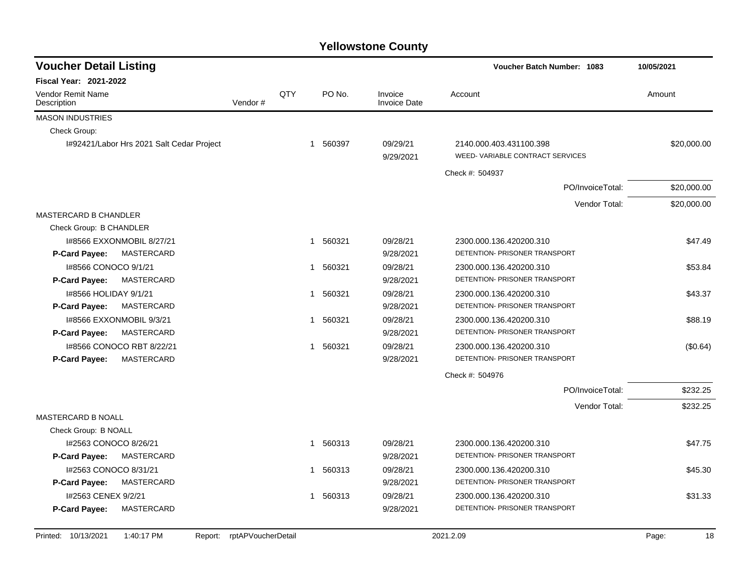# Yellowstone County

## Voucher Detail Listing

**Voucher Batch Number: 1083** | 10/05/2021

**Fiscal Year: 2021-2022**

| Vendor Remit Name / Description | Vendor # | QTY | PO No. | Invoice / Invoice Date | Account | Amount |
|---|---|---|---|---|---|---|
| MASON INDUSTRIES | | | | | | |
| Check Group: | | | | | | |
| I#92421/Labor Hrs 2021 Salt Cedar Project | | 1 | 560397 | 09/29/21 / 9/29/2021 | 2140.000.403.431100.398 / WEED- VARIABLE CONTRACT SERVICES | $20,000.00 |
| | | | | | Check #: 504937 | |
| | | | | | PO/InvoiceTotal: | $20,000.00 |
| | | | | | Vendor Total: | $20,000.00 |
| MASTERCARD B CHANDLER | | | | | | |
| Check Group: B CHANDLER | | | | | | |
| I#8566 EXXONMOBIL 8/27/21 / **P-Card Payee:** MASTERCARD | | 1 | 560321 | 09/28/21 / 9/28/2021 | 2300.000.136.420200.310 / DETENTION- PRISONER TRANSPORT | $47.49 |
| I#8566 CONOCO 9/1/21 / **P-Card Payee:** MASTERCARD | | 1 | 560321 | 09/28/21 / 9/28/2021 | 2300.000.136.420200.310 / DETENTION- PRISONER TRANSPORT | $53.84 |
| I#8566 HOLIDAY 9/1/21 / **P-Card Payee:** MASTERCARD | | 1 | 560321 | 09/28/21 / 9/28/2021 | 2300.000.136.420200.310 / DETENTION- PRISONER TRANSPORT | $43.37 |
| I#8566 EXXONMOBIL 9/3/21 / **P-Card Payee:** MASTERCARD | | 1 | 560321 | 09/28/21 / 9/28/2021 | 2300.000.136.420200.310 / DETENTION- PRISONER TRANSPORT | $88.19 |
| I#8566 CONOCO RBT 8/22/21 / **P-Card Payee:** MASTERCARD | | 1 | 560321 | 09/28/21 / 9/28/2021 | 2300.000.136.420200.310 / DETENTION- PRISONER TRANSPORT | ($0.64) |
| | | | | | Check #: 504976 | |
| | | | | | PO/InvoiceTotal: | $232.25 |
| | | | | | Vendor Total: | $232.25 |
| MASTERCARD B NOALL | | | | | | |
| Check Group: B NOALL | | | | | | |
| I#2563 CONOCO 8/26/21 / **P-Card Payee:** MASTERCARD | | 1 | 560313 | 09/28/21 / 9/28/2021 | 2300.000.136.420200.310 / DETENTION- PRISONER TRANSPORT | $47.75 |
| I#2563 CONOCO 8/31/21 / **P-Card Payee:** MASTERCARD | | 1 | 560313 | 09/28/21 / 9/28/2021 | 2300.000.136.420200.310 / DETENTION- PRISONER TRANSPORT | $45.30 |
| I#2563 CENEX 9/2/21 / **P-Card Payee:** MASTERCARD | | 1 | 560313 | 09/28/21 / 9/28/2021 | 2300.000.136.420200.310 / DETENTION- PRISONER TRANSPORT | $31.33 |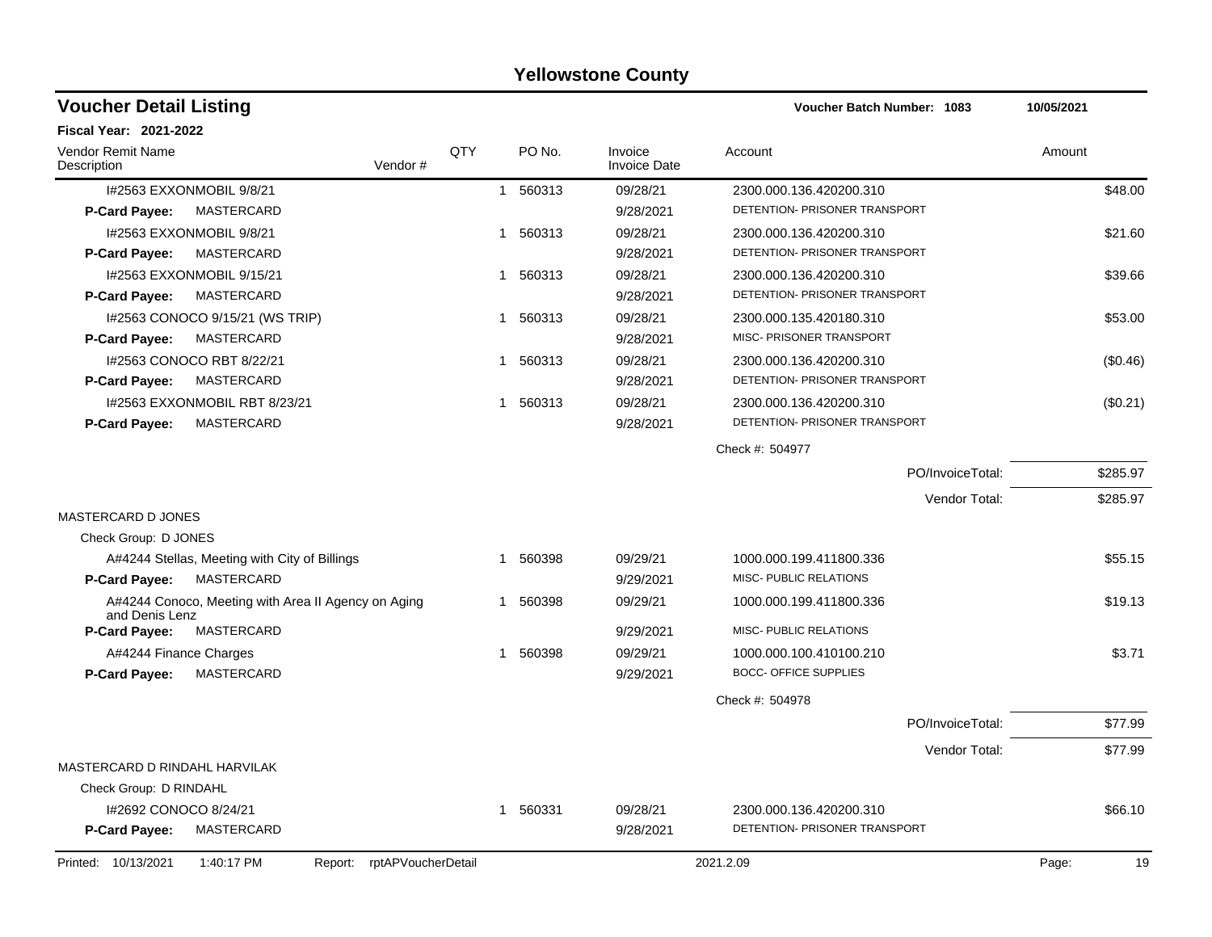# Yellowstone County

## Voucher Detail Listing

**Voucher Batch Number: 1083** — 10/05/2021

**Fiscal Year: 2021-2022**

| Vendor Remit Name / Description | Vendor # | QTY | PO No. | Invoice / Invoice Date | Account | Amount |
|---|---|---|---|---|---|---|
| I#2563 EXXONMOBIL 9/8/21 | | 1 | 560313 | 09/28/21 | 2300.000.136.420200.310 | $48.00 |
| **P-Card Payee:** MASTERCARD | | | | 9/28/2021 | DETENTION- PRISONER TRANSPORT | |
| I#2563 EXXONMOBIL 9/8/21 | | 1 | 560313 | 09/28/21 | 2300.000.136.420200.310 | $21.60 |
| **P-Card Payee:** MASTERCARD | | | | 9/28/2021 | DETENTION- PRISONER TRANSPORT | |
| I#2563 EXXONMOBIL 9/15/21 | | 1 | 560313 | 09/28/21 | 2300.000.136.420200.310 | $39.66 |
| **P-Card Payee:** MASTERCARD | | | | 9/28/2021 | DETENTION- PRISONER TRANSPORT | |
| I#2563 CONOCO 9/15/21 (WS TRIP) | | 1 | 560313 | 09/28/21 | 2300.000.135.420180.310 | $53.00 |
| **P-Card Payee:** MASTERCARD | | | | 9/28/2021 | MISC- PRISONER TRANSPORT | |
| I#2563 CONOCO RBT 8/22/21 | | 1 | 560313 | 09/28/21 | 2300.000.136.420200.310 | ($0.46) |
| **P-Card Payee:** MASTERCARD | | | | 9/28/2021 | DETENTION- PRISONER TRANSPORT | |
| I#2563 EXXONMOBIL RBT 8/23/21 | | 1 | 560313 | 09/28/21 | 2300.000.136.420200.310 | ($0.21) |
| **P-Card Payee:** MASTERCARD | | | | 9/28/2021 | DETENTION- PRISONER TRANSPORT | |
| | | | | | Check #: 504977 | |
| | | | | | PO/InvoiceTotal: | $285.97 |
| | | | | | Vendor Total: | $285.97 |
| MASTERCARD D JONES | | | | | | |
| Check Group: D JONES | | | | | | |
| A#4244 Stellas, Meeting with City of Billings | | 1 | 560398 | 09/29/21 | 1000.000.199.411800.336 | $55.15 |
| **P-Card Payee:** MASTERCARD | | | | 9/29/2021 | MISC- PUBLIC RELATIONS | |
| A#4244 Conoco, Meeting with Area II Agency on Aging and Denis Lenz | | 1 | 560398 | 09/29/21 | 1000.000.199.411800.336 | $19.13 |
| **P-Card Payee:** MASTERCARD | | | | 9/29/2021 | MISC- PUBLIC RELATIONS | |
| A#4244 Finance Charges | | 1 | 560398 | 09/29/21 | 1000.000.100.410100.210 | $3.71 |
| **P-Card Payee:** MASTERCARD | | | | 9/29/2021 | BOCC- OFFICE SUPPLIES | |
| | | | | | Check #: 504978 | |
| | | | | | PO/InvoiceTotal: | $77.99 |
| | | | | | Vendor Total: | $77.99 |
| MASTERCARD D RINDAHL HARVILAK | | | | | | |
| Check Group: D RINDAHL | | | | | | |
| I#2692 CONOCO 8/24/21 | | 1 | 560331 | 09/28/21 | 2300.000.136.420200.310 | $66.10 |
| **P-Card Payee:** MASTERCARD | | | | 9/28/2021 | DETENTION- PRISONER TRANSPORT | |

Printed: 10/13/2021 1:40:17 PM Report: rptAPVoucherDetail 2021.2.09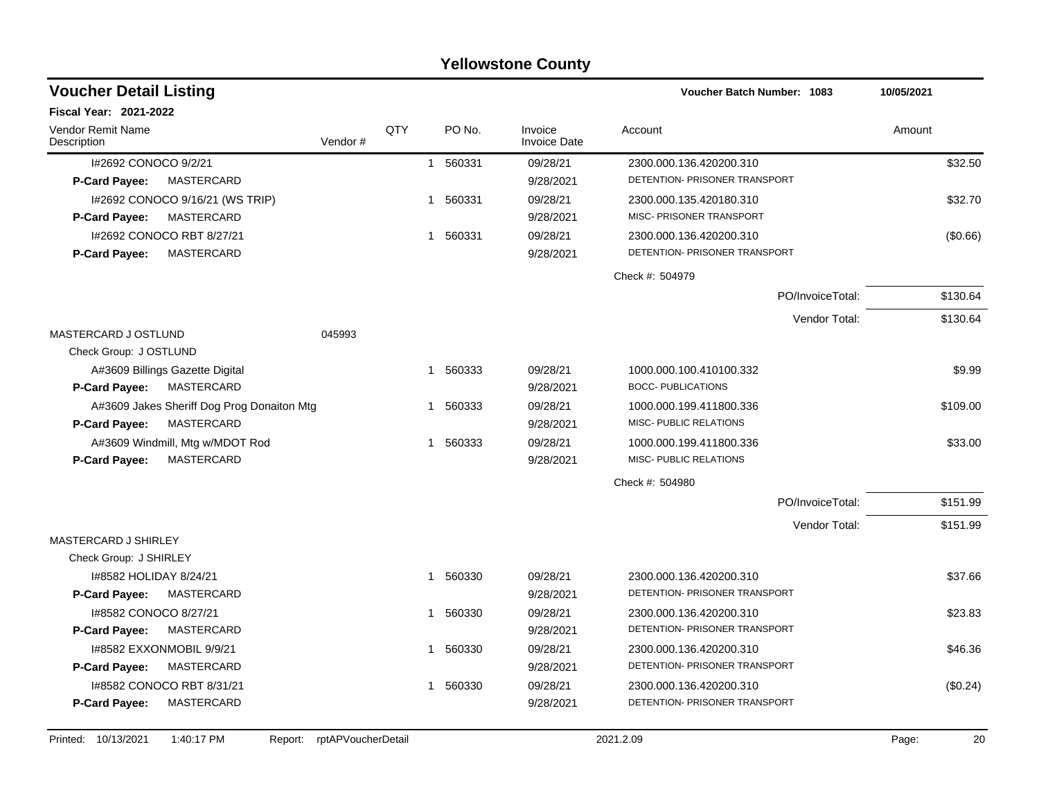# Yellowstone County

## Voucher Detail Listing

**Voucher Batch Number: 1083** | **10/05/2021**

**Fiscal Year: 2021-2022**

| Vendor Remit Name / Description | Vendor # | QTY | PO No. | Invoice / Invoice Date | Account | Amount |
|---|---|---|---|---|---|---|
| I#2692 CONOCO 9/2/21 | | 1 | 560331 | 09/28/21 | 2300.000.136.420200.310 | $32.50 |
| **P-Card Payee:** MASTERCARD | | | | 9/28/2021 | DETENTION- PRISONER TRANSPORT | |
| I#2692 CONOCO 9/16/21 (WS TRIP) | | 1 | 560331 | 09/28/21 | 2300.000.135.420180.310 | $32.70 |
| **P-Card Payee:** MASTERCARD | | | | 9/28/2021 | MISC- PRISONER TRANSPORT | |
| I#2692 CONOCO RBT 8/27/21 | | 1 | 560331 | 09/28/21 | 2300.000.136.420200.310 | ($0.66) |
| **P-Card Payee:** MASTERCARD | | | | 9/28/2021 | DETENTION- PRISONER TRANSPORT | |
| | | | | | Check #: 504979 | |
| | | | | | PO/InvoiceTotal: | $130.64 |
| | | | | | Vendor Total: | $130.64 |
| MASTERCARD J OSTLUND | 045993 | | | | | |
| Check Group: J OSTLUND | | | | | | |
| A#3609 Billings Gazette Digital | | 1 | 560333 | 09/28/21 | 1000.000.100.410100.332 | $9.99 |
| **P-Card Payee:** MASTERCARD | | | | 9/28/2021 | BOCC- PUBLICATIONS | |
| A#3609 Jakes Sheriff Dog Prog Donaiton Mtg | | 1 | 560333 | 09/28/21 | 1000.000.199.411800.336 | $109.00 |
| **P-Card Payee:** MASTERCARD | | | | 9/28/2021 | MISC- PUBLIC RELATIONS | |
| A#3609 Windmill, Mtg w/MDOT Rod | | 1 | 560333 | 09/28/21 | 1000.000.199.411800.336 | $33.00 |
| **P-Card Payee:** MASTERCARD | | | | 9/28/2021 | MISC- PUBLIC RELATIONS | |
| | | | | | Check #: 504980 | |
| | | | | | PO/InvoiceTotal: | $151.99 |
| | | | | | Vendor Total: | $151.99 |
| MASTERCARD J SHIRLEY | | | | | | |
| Check Group: J SHIRLEY | | | | | | |
| I#8582 HOLIDAY 8/24/21 | | 1 | 560330 | 09/28/21 | 2300.000.136.420200.310 | $37.66 |
| **P-Card Payee:** MASTERCARD | | | | 9/28/2021 | DETENTION- PRISONER TRANSPORT | |
| I#8582 CONOCO 8/27/21 | | 1 | 560330 | 09/28/21 | 2300.000.136.420200.310 | $23.83 |
| **P-Card Payee:** MASTERCARD | | | | 9/28/2021 | DETENTION- PRISONER TRANSPORT | |
| I#8582 EXXONMOBIL 9/9/21 | | 1 | 560330 | 09/28/21 | 2300.000.136.420200.310 | $46.36 |
| **P-Card Payee:** MASTERCARD | | | | 9/28/2021 | DETENTION- PRISONER TRANSPORT | |
| I#8582 CONOCO RBT 8/31/21 | | 1 | 560330 | 09/28/21 | 2300.000.136.420200.310 | ($0.24) |
| **P-Card Payee:** MASTERCARD | | | | 9/28/2021 | DETENTION- PRISONER TRANSPORT | |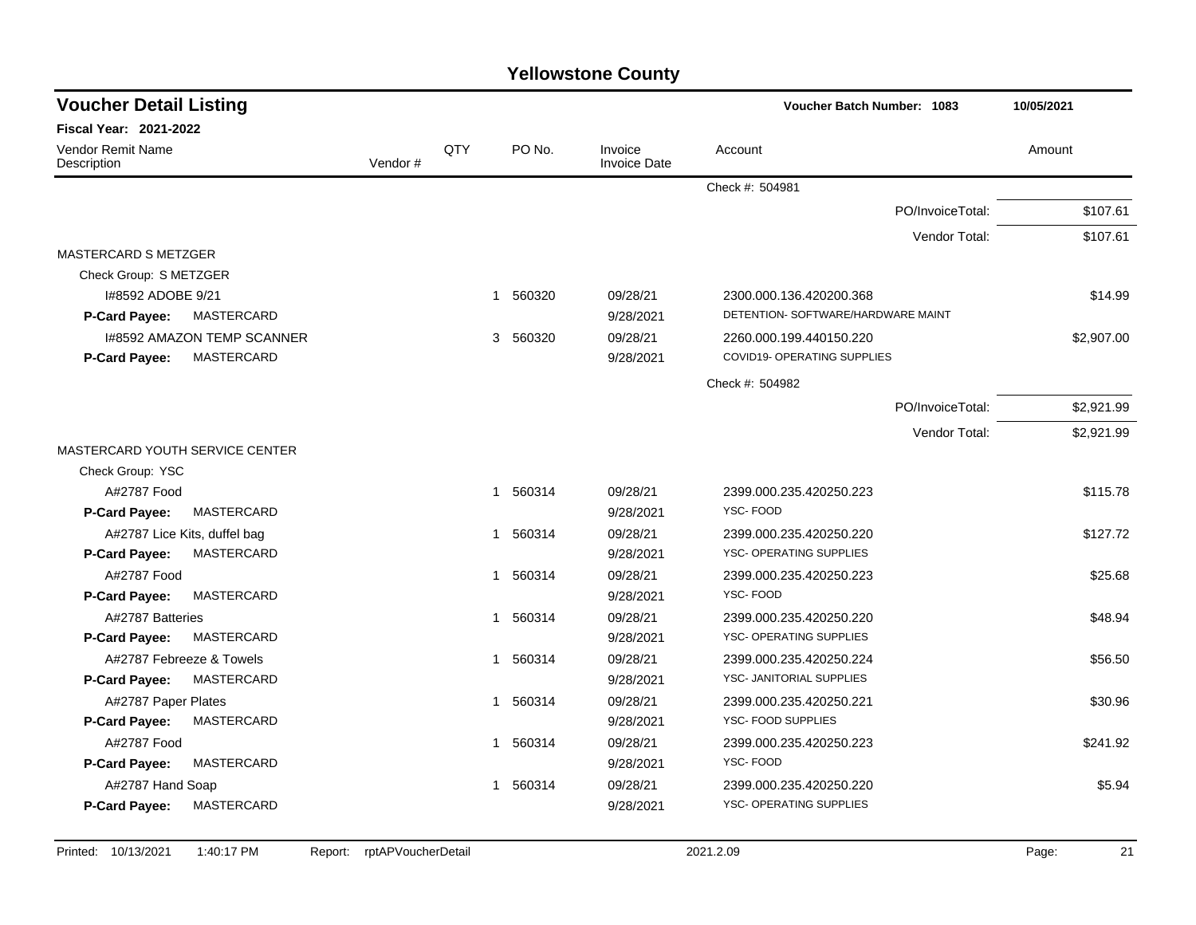# Yellowstone County

## Voucher Detail Listing

**Voucher Batch Number: 1083** — 10/05/2021

**Fiscal Year: 2021-2022**

| Vendor Remit Name / Description | Vendor # | QTY | PO No. | Invoice / Invoice Date | Account | Amount |
|---|---|---|---|---|---|---|
| | | | | | Check #: 504981 | |
| | | | | | PO/InvoiceTotal: | $107.61 |
| | | | | | Vendor Total: | $107.61 |
| MASTERCARD S METZGER | | | | | | |
| Check Group: S METZGER | | | | | | |
| I#8592 ADOBE 9/21 | | 1 | 560320 | 09/28/21 | 2300.000.136.420200.368 | $14.99 |
| **P-Card Payee:** MASTERCARD | | | | 9/28/2021 | DETENTION- SOFTWARE/HARDWARE MAINT | |
| I#8592 AMAZON TEMP SCANNER | | 3 | 560320 | 09/28/21 | 2260.000.199.440150.220 | $2,907.00 |
| **P-Card Payee:** MASTERCARD | | | | 9/28/2021 | COVID19- OPERATING SUPPLIES | |
| | | | | | Check #: 504982 | |
| | | | | | PO/InvoiceTotal: | $2,921.99 |
| | | | | | Vendor Total: | $2,921.99 |
| MASTERCARD YOUTH SERVICE CENTER | | | | | | |
| Check Group: YSC | | | | | | |
| A#2787 Food | | 1 | 560314 | 09/28/21 | 2399.000.235.420250.223 | $115.78 |
| **P-Card Payee:** MASTERCARD | | | | 9/28/2021 | YSC- FOOD | |
| A#2787 Lice Kits, duffel bag | | 1 | 560314 | 09/28/21 | 2399.000.235.420250.220 | $127.72 |
| **P-Card Payee:** MASTERCARD | | | | 9/28/2021 | YSC- OPERATING SUPPLIES | |
| A#2787 Food | | 1 | 560314 | 09/28/21 | 2399.000.235.420250.223 | $25.68 |
| **P-Card Payee:** MASTERCARD | | | | 9/28/2021 | YSC- FOOD | |
| A#2787 Batteries | | 1 | 560314 | 09/28/21 | 2399.000.235.420250.220 | $48.94 |
| **P-Card Payee:** MASTERCARD | | | | 9/28/2021 | YSC- OPERATING SUPPLIES | |
| A#2787 Febreeze & Towels | | 1 | 560314 | 09/28/21 | 2399.000.235.420250.224 | $56.50 |
| **P-Card Payee:** MASTERCARD | | | | 9/28/2021 | YSC- JANITORIAL SUPPLIES | |
| A#2787 Paper Plates | | 1 | 560314 | 09/28/21 | 2399.000.235.420250.221 | $30.96 |
| **P-Card Payee:** MASTERCARD | | | | 9/28/2021 | YSC- FOOD SUPPLIES | |
| A#2787 Food | | 1 | 560314 | 09/28/21 | 2399.000.235.420250.223 | $241.92 |
| **P-Card Payee:** MASTERCARD | | | | 9/28/2021 | YSC- FOOD | |
| A#2787 Hand Soap | | 1 | 560314 | 09/28/21 | 2399.000.235.420250.220 | $5.94 |
| **P-Card Payee:** MASTERCARD | | | | 9/28/2021 | YSC- OPERATING SUPPLIES | |

Printed: 10/13/2021 1:40:17 PM Report: rptAPVoucherDetail 2021.2.09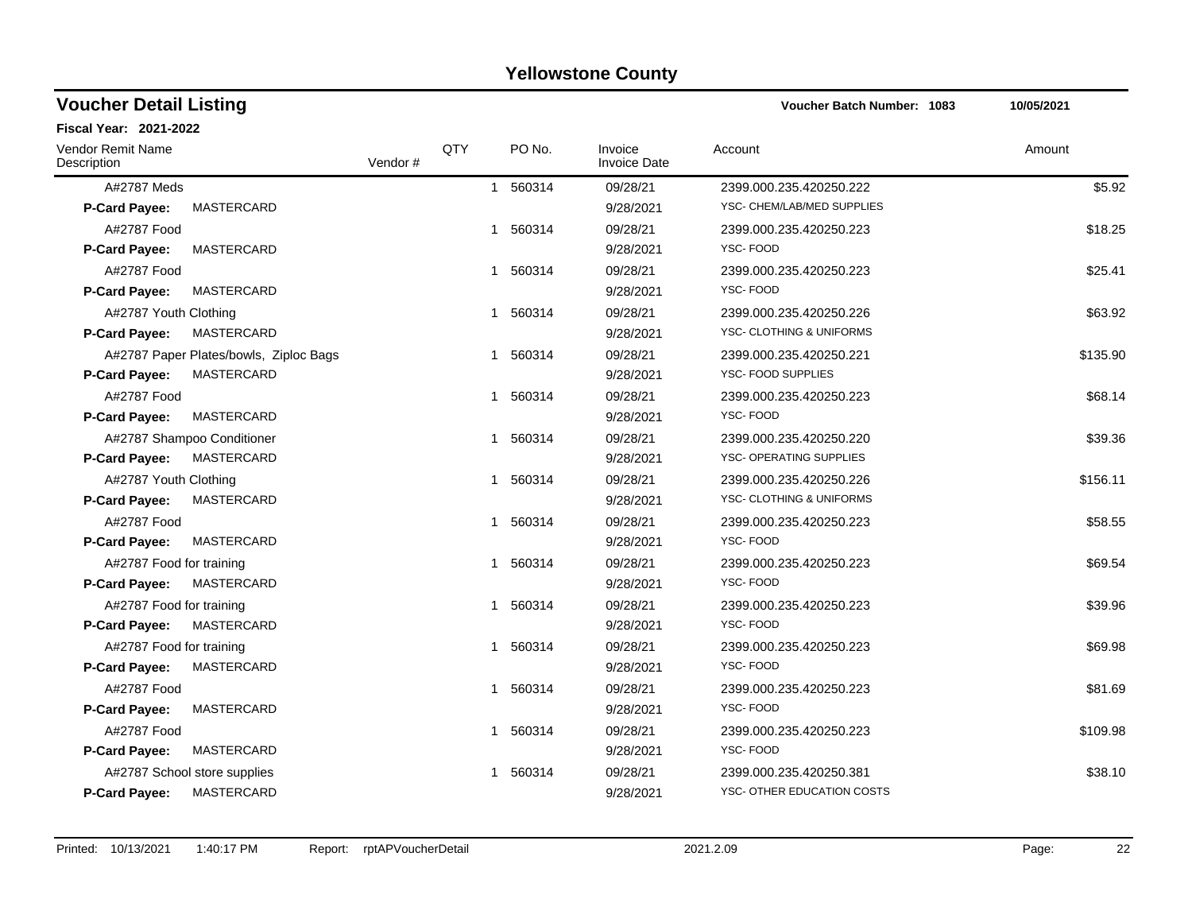# Yellowstone County

## Voucher Detail Listing

**Voucher Batch Number: 1083** 10/05/2021

**Fiscal Year: 2021-2022**

| Vendor Remit Name / Description | Vendor # | QTY | PO No. | Invoice / Invoice Date | Account | Amount |
|---|---|---|---|---|---|---|
| A#2787 Meds | | 1 | 560314 | 09/28/21 | 2399.000.235.420250.222 | $5.92 |
| **P-Card Payee:** MASTERCARD | | | | 9/28/2021 | YSC- CHEM/LAB/MED SUPPLIES | |
| A#2787 Food | | 1 | 560314 | 09/28/21 | 2399.000.235.420250.223 | $18.25 |
| **P-Card Payee:** MASTERCARD | | | | 9/28/2021 | YSC- FOOD | |
| A#2787 Food | | 1 | 560314 | 09/28/21 | 2399.000.235.420250.223 | $25.41 |
| **P-Card Payee:** MASTERCARD | | | | 9/28/2021 | YSC- FOOD | |
| A#2787 Youth Clothing | | 1 | 560314 | 09/28/21 | 2399.000.235.420250.226 | $63.92 |
| **P-Card Payee:** MASTERCARD | | | | 9/28/2021 | YSC- CLOTHING & UNIFORMS | |
| A#2787 Paper Plates/bowls, Ziploc Bags | | 1 | 560314 | 09/28/21 | 2399.000.235.420250.221 | $135.90 |
| **P-Card Payee:** MASTERCARD | | | | 9/28/2021 | YSC- FOOD SUPPLIES | |
| A#2787 Food | | 1 | 560314 | 09/28/21 | 2399.000.235.420250.223 | $68.14 |
| **P-Card Payee:** MASTERCARD | | | | 9/28/2021 | YSC- FOOD | |
| A#2787 Shampoo Conditioner | | 1 | 560314 | 09/28/21 | 2399.000.235.420250.220 | $39.36 |
| **P-Card Payee:** MASTERCARD | | | | 9/28/2021 | YSC- OPERATING SUPPLIES | |
| A#2787 Youth Clothing | | 1 | 560314 | 09/28/21 | 2399.000.235.420250.226 | $156.11 |
| **P-Card Payee:** MASTERCARD | | | | 9/28/2021 | YSC- CLOTHING & UNIFORMS | |
| A#2787 Food | | 1 | 560314 | 09/28/21 | 2399.000.235.420250.223 | $58.55 |
| **P-Card Payee:** MASTERCARD | | | | 9/28/2021 | YSC- FOOD | |
| A#2787 Food for training | | 1 | 560314 | 09/28/21 | 2399.000.235.420250.223 | $69.54 |
| **P-Card Payee:** MASTERCARD | | | | 9/28/2021 | YSC- FOOD | |
| A#2787 Food for training | | 1 | 560314 | 09/28/21 | 2399.000.235.420250.223 | $39.96 |
| **P-Card Payee:** MASTERCARD | | | | 9/28/2021 | YSC- FOOD | |
| A#2787 Food for training | | 1 | 560314 | 09/28/21 | 2399.000.235.420250.223 | $69.98 |
| **P-Card Payee:** MASTERCARD | | | | 9/28/2021 | YSC- FOOD | |
| A#2787 Food | | 1 | 560314 | 09/28/21 | 2399.000.235.420250.223 | $81.69 |
| **P-Card Payee:** MASTERCARD | | | | 9/28/2021 | YSC- FOOD | |
| A#2787 Food | | 1 | 560314 | 09/28/21 | 2399.000.235.420250.223 | $109.98 |
| **P-Card Payee:** MASTERCARD | | | | 9/28/2021 | YSC- FOOD | |
| A#2787 School store supplies | | 1 | 560314 | 09/28/21 | 2399.000.235.420250.381 | $38.10 |
| **P-Card Payee:** MASTERCARD | | | | 9/28/2021 | YSC- OTHER EDUCATION COSTS | |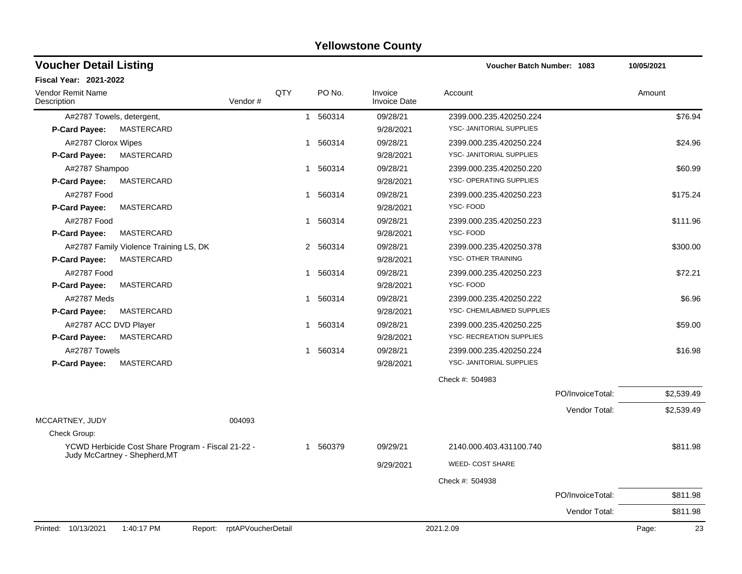# Yellowstone County

## Voucher Detail Listing

**Voucher Batch Number: 1083** | **10/05/2021**

**Fiscal Year: 2021-2022**

| Vendor Remit Name / Description | Vendor # | QTY | PO No. | Invoice / Invoice Date | Account | Amount |
|---|---|---|---|---|---|---|
| A#2787 Towels, detergent, | | 1 | 560314 | 09/28/21 | 2399.000.235.420250.224 | $76.94 |
| **P-Card Payee:** MASTERCARD | | | | 9/28/2021 | YSC- JANITORIAL SUPPLIES | |
| A#2787 Clorox Wipes | | 1 | 560314 | 09/28/21 | 2399.000.235.420250.224 | $24.96 |
| **P-Card Payee:** MASTERCARD | | | | 9/28/2021 | YSC- JANITORIAL SUPPLIES | |
| A#2787 Shampoo | | 1 | 560314 | 09/28/21 | 2399.000.235.420250.220 | $60.99 |
| **P-Card Payee:** MASTERCARD | | | | 9/28/2021 | YSC- OPERATING SUPPLIES | |
| A#2787 Food | | 1 | 560314 | 09/28/21 | 2399.000.235.420250.223 | $175.24 |
| **P-Card Payee:** MASTERCARD | | | | 9/28/2021 | YSC- FOOD | |
| A#2787 Food | | 1 | 560314 | 09/28/21 | 2399.000.235.420250.223 | $111.96 |
| **P-Card Payee:** MASTERCARD | | | | 9/28/2021 | YSC- FOOD | |
| A#2787 Family Violence Training LS, DK | | 2 | 560314 | 09/28/21 | 2399.000.235.420250.378 | $300.00 |
| **P-Card Payee:** MASTERCARD | | | | 9/28/2021 | YSC- OTHER TRAINING | |
| A#2787 Food | | 1 | 560314 | 09/28/21 | 2399.000.235.420250.223 | $72.21 |
| **P-Card Payee:** MASTERCARD | | | | 9/28/2021 | YSC- FOOD | |
| A#2787 Meds | | 1 | 560314 | 09/28/21 | 2399.000.235.420250.222 | $6.96 |
| **P-Card Payee:** MASTERCARD | | | | 9/28/2021 | YSC- CHEM/LAB/MED SUPPLIES | |
| A#2787 ACC DVD Player | | 1 | 560314 | 09/28/21 | 2399.000.235.420250.225 | $59.00 |
| **P-Card Payee:** MASTERCARD | | | | 9/28/2021 | YSC- RECREATION SUPPLIES | |
| A#2787 Towels | | 1 | 560314 | 09/28/21 | 2399.000.235.420250.224 | $16.98 |
| **P-Card Payee:** MASTERCARD | | | | 9/28/2021 | YSC- JANITORIAL SUPPLIES | |
| | | | | | Check #: 504983 | |
| | | | | | PO/InvoiceTotal: | $2,539.49 |
| | | | | | Vendor Total: | $2,539.49 |
| MCCARTNEY, JUDY | 004093 | | | | | |
| Check Group: | | | | | | |
| YCWD Herbicide Cost Share Program - Fiscal 21-22 - Judy McCartney - Shepherd,MT | | 1 | 560379 | 09/29/21 | 2140.000.403.431100.740 | $811.98 |
| | | | | 9/29/2021 | WEED- COST SHARE | |
| | | | | | Check #: 504938 | |
| | | | | | PO/InvoiceTotal: | $811.98 |
| | | | | | Vendor Total: | $811.98 |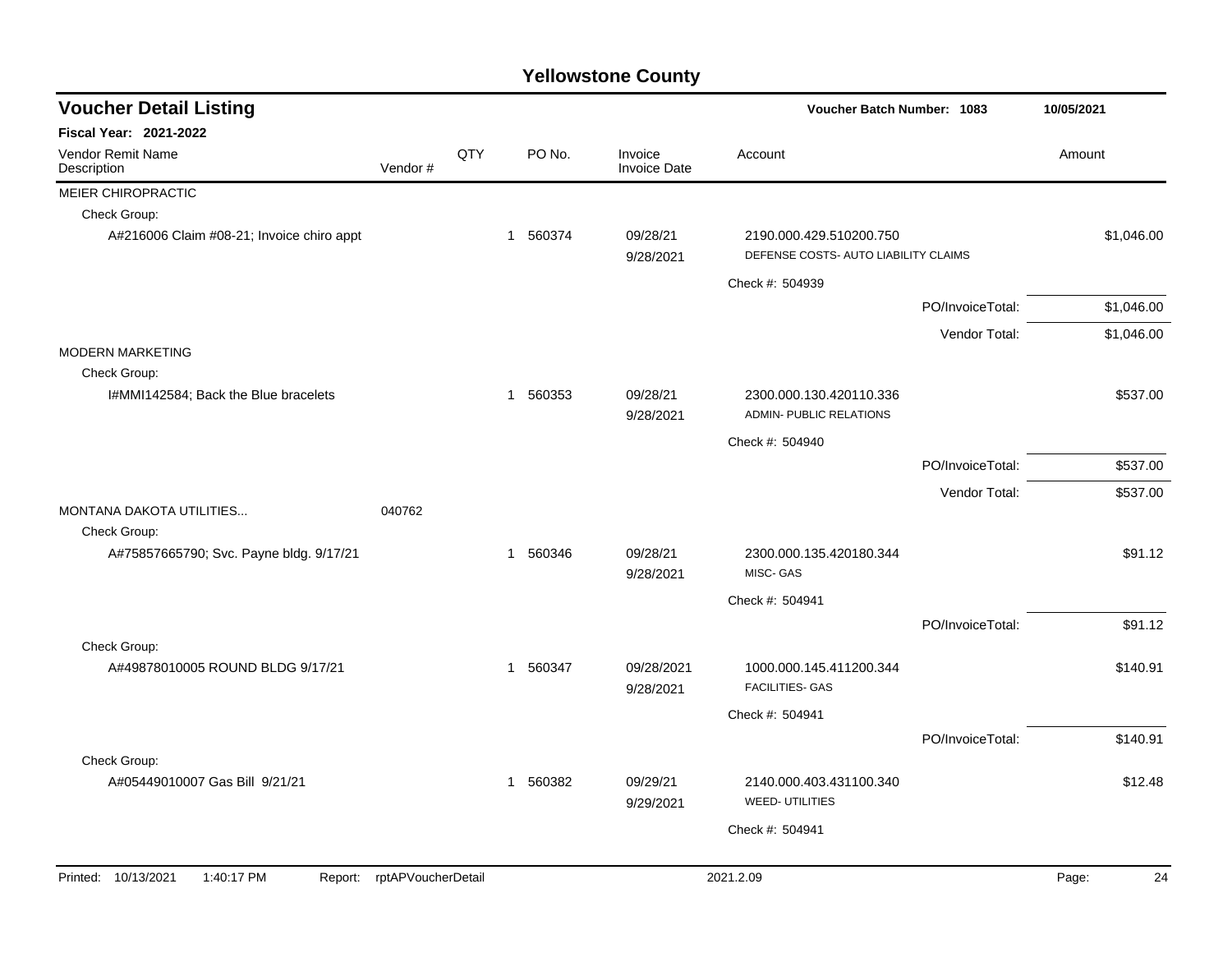# Yellowstone County

## Voucher Detail Listing

Voucher Batch Number: 1083 | 10/05/2021

**Fiscal Year: 2021-2022**

| Vendor Remit Name / Description | Vendor # | QTY | PO No. | Invoice / Invoice Date | Account | Amount |
|---|---|---|---|---|---|---|
| MEIER CHIROPRACTIC | | | | | | |
| Check Group: | | | | | | |
| A#216006 Claim #08-21; Invoice chiro appt | | 1 | 560374 | 09/28/21<br>9/28/2021 | 2190.000.429.510200.750<br>DEFENSE COSTS- AUTO LIABILITY CLAIMS | $1,046.00 |
| | | | | | Check #: 504939 | |
| | | | | | PO/InvoiceTotal: | $1,046.00 |
| | | | | | Vendor Total: | $1,046.00 |
| MODERN MARKETING | | | | | | |
| Check Group: | | | | | | |
| I#MMI142584; Back the Blue bracelets | | 1 | 560353 | 09/28/21<br>9/28/2021 | 2300.000.130.420110.336<br>ADMIN- PUBLIC RELATIONS | $537.00 |
| | | | | | Check #: 504940 | |
| | | | | | PO/InvoiceTotal: | $537.00 |
| | | | | | Vendor Total: | $537.00 |
| MONTANA DAKOTA UTILITIES... | 040762 | | | | | |
| Check Group: | | | | | | |
| A#75857665790; Svc. Payne bldg. 9/17/21 | | 1 | 560346 | 09/28/21<br>9/28/2021 | 2300.000.135.420180.344<br>MISC- GAS | $91.12 |
| | | | | | Check #: 504941 | |
| | | | | | PO/InvoiceTotal: | $91.12 |
| Check Group: | | | | | | |
| A#49878010005 ROUND BLDG 9/17/21 | | 1 | 560347 | 09/28/2021<br>9/28/2021 | 1000.000.145.411200.344<br>FACILITIES- GAS | $140.91 |
| | | | | | Check #: 504941 | |
| | | | | | PO/InvoiceTotal: | $140.91 |
| Check Group: | | | | | | |
| A#05449010007 Gas Bill 9/21/21 | | 1 | 560382 | 09/29/21<br>9/29/2021 | 2140.000.403.431100.340<br>WEED- UTILITIES | $12.48 |
| | | | | | Check #: 504941 | |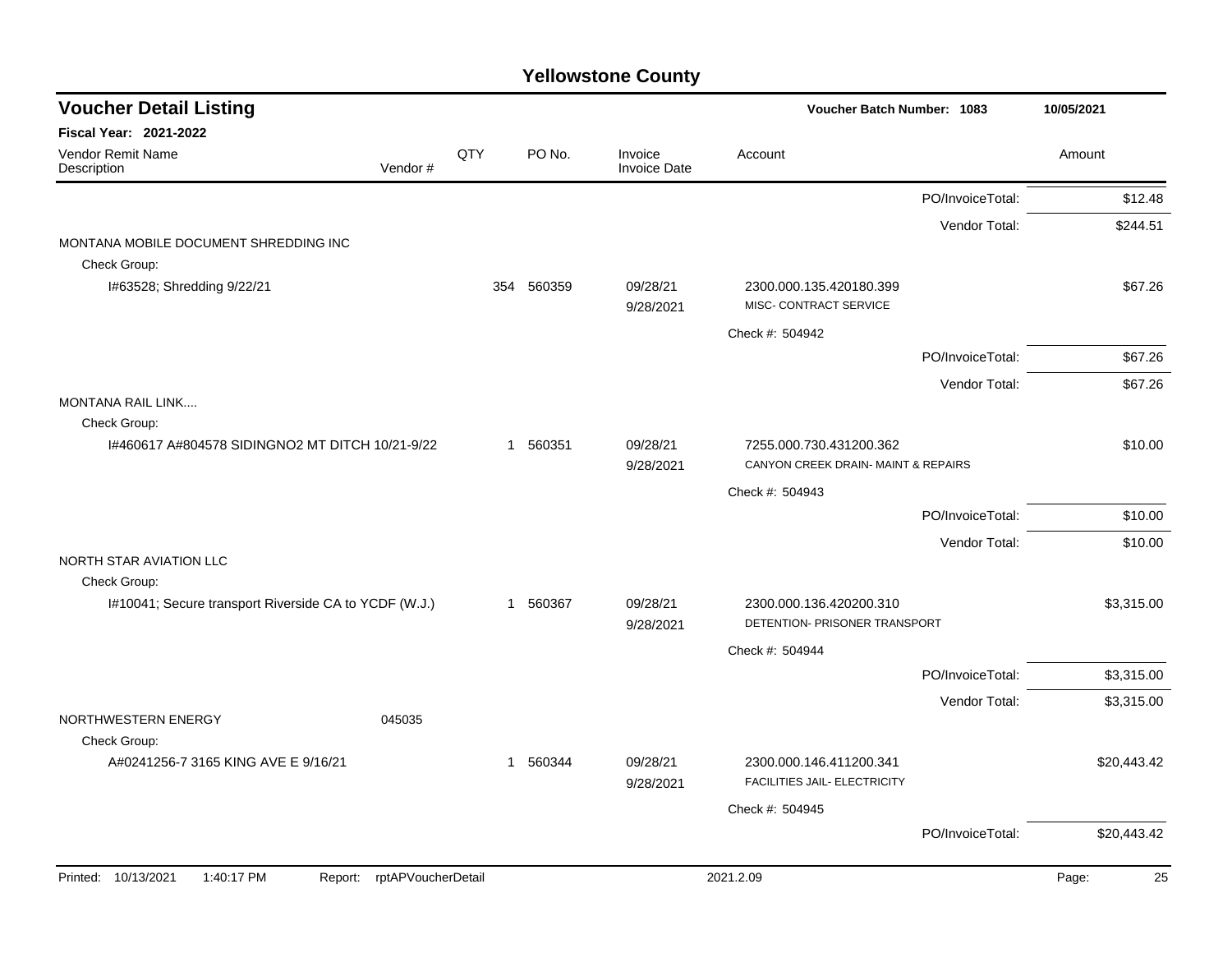# Yellowstone County

## Voucher Detail Listing

**Voucher Batch Number: 1083** 10/05/2021

**Fiscal Year: 2021-2022**

| Vendor Remit Name / Description | Vendor # | QTY | PO No. | Invoice / Invoice Date | Account | Amount |
|---|---|---|---|---|---|---|
| | | | | | PO/InvoiceTotal: | $12.48 |
| | | | | | Vendor Total: | $244.51 |
| MONTANA MOBILE DOCUMENT SHREDDING INC | | | | | | |
| Check Group: | | | | | | |
| I#63528; Shredding 9/22/21 | | 354 | 560359 | 09/28/21 9/28/2021 | 2300.000.135.420180.399 MISC- CONTRACT SERVICE | $67.26 |
| | | | | | Check #: 504942 | |
| | | | | | PO/InvoiceTotal: | $67.26 |
| | | | | | Vendor Total: | $67.26 |
| MONTANA RAIL LINK.... | | | | | | |
| Check Group: | | | | | | |
| I#460617 A#804578 SIDINGNO2 MT DITCH 10/21-9/22 | | 1 | 560351 | 09/28/21 9/28/2021 | 7255.000.730.431200.362 CANYON CREEK DRAIN- MAINT & REPAIRS | $10.00 |
| | | | | | Check #: 504943 | |
| | | | | | PO/InvoiceTotal: | $10.00 |
| | | | | | Vendor Total: | $10.00 |
| NORTH STAR AVIATION LLC | | | | | | |
| Check Group: | | | | | | |
| I#10041; Secure transport Riverside CA to YCDF (W.J.) | | 1 | 560367 | 09/28/21 9/28/2021 | 2300.000.136.420200.310 DETENTION- PRISONER TRANSPORT | $3,315.00 |
| | | | | | Check #: 504944 | |
| | | | | | PO/InvoiceTotal: | $3,315.00 |
| | | | | | Vendor Total: | $3,315.00 |
| NORTHWESTERN ENERGY | 045035 | | | | | |
| Check Group: | | | | | | |
| A#0241256-7 3165 KING AVE E 9/16/21 | | 1 | 560344 | 09/28/21 9/28/2021 | 2300.000.146.411200.341 FACILITIES JAIL- ELECTRICITY | $20,443.42 |
| | | | | | Check #: 504945 | |
| | | | | | PO/InvoiceTotal: | $20,443.42 |

Printed: 10/13/2021 1:40:17 PM Report: rptAPVoucherDetail 2021.2.09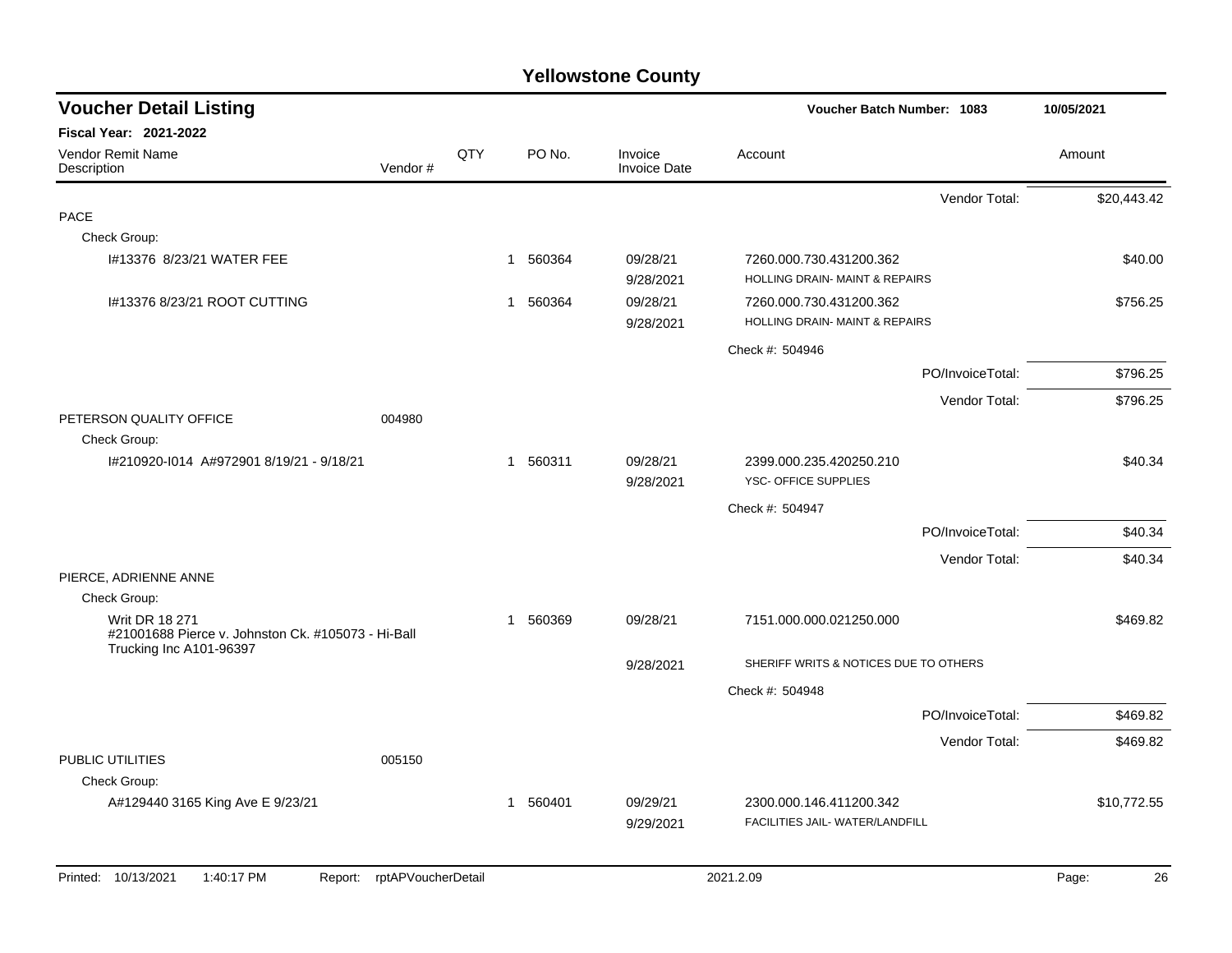# Yellowstone County

## Voucher Detail Listing

**Voucher Batch Number: 1083** — 10/05/2021

**Fiscal Year: 2021-2022**

| Vendor Remit Name / Description | Vendor # | QTY | PO No. | Invoice / Invoice Date | Account | Amount |
|---|---|---|---|---|---|---|
| | | | | | Vendor Total: | $20,443.42 |
| PACE | | | | | | |
| Check Group: | | | | | | |
| I#13376 8/23/21 WATER FEE | | 1 | 560364 | 09/28/21<br>9/28/2021 | 7260.000.730.431200.362<br>HOLLING DRAIN- MAINT & REPAIRS | $40.00 |
| I#13376 8/23/21 ROOT CUTTING | | 1 | 560364 | 09/28/21<br>9/28/2021 | 7260.000.730.431200.362<br>HOLLING DRAIN- MAINT & REPAIRS | $756.25 |
| | | | | | Check #: 504946 | |
| | | | | | PO/InvoiceTotal: | $796.25 |
| | | | | | Vendor Total: | $796.25 |
| PETERSON QUALITY OFFICE | 004980 | | | | | |
| Check Group: | | | | | | |
| I#210920-I014 A#972901 8/19/21 - 9/18/21 | | 1 | 560311 | 09/28/21<br>9/28/2021 | 2399.000.235.420250.210<br>YSC- OFFICE SUPPLIES | $40.34 |
| | | | | | Check #: 504947 | |
| | | | | | PO/InvoiceTotal: | $40.34 |
| | | | | | Vendor Total: | $40.34 |
| PIERCE, ADRIENNE ANNE | | | | | | |
| Check Group: | | | | | | |
| Writ DR 18 271<br>#21001688 Pierce v. Johnston Ck. #105073 - Hi-Ball Trucking Inc A101-96397 | | 1 | 560369 | 09/28/21<br>9/28/2021 | 7151.000.000.021250.000<br>SHERIFF WRITS & NOTICES DUE TO OTHERS | $469.82 |
| | | | | | Check #: 504948 | |
| | | | | | PO/InvoiceTotal: | $469.82 |
| | | | | | Vendor Total: | $469.82 |
| PUBLIC UTILITIES | 005150 | | | | | |
| Check Group: | | | | | | |
| A#129440 3165 King Ave E 9/23/21 | | 1 | 560401 | 09/29/21<br>9/29/2021 | 2300.000.146.411200.342<br>FACILITIES JAIL- WATER/LANDFILL | $10,772.55 |

Printed: 10/13/2021 1:40:17 PM Report: rptAPVoucherDetail 2021.2.09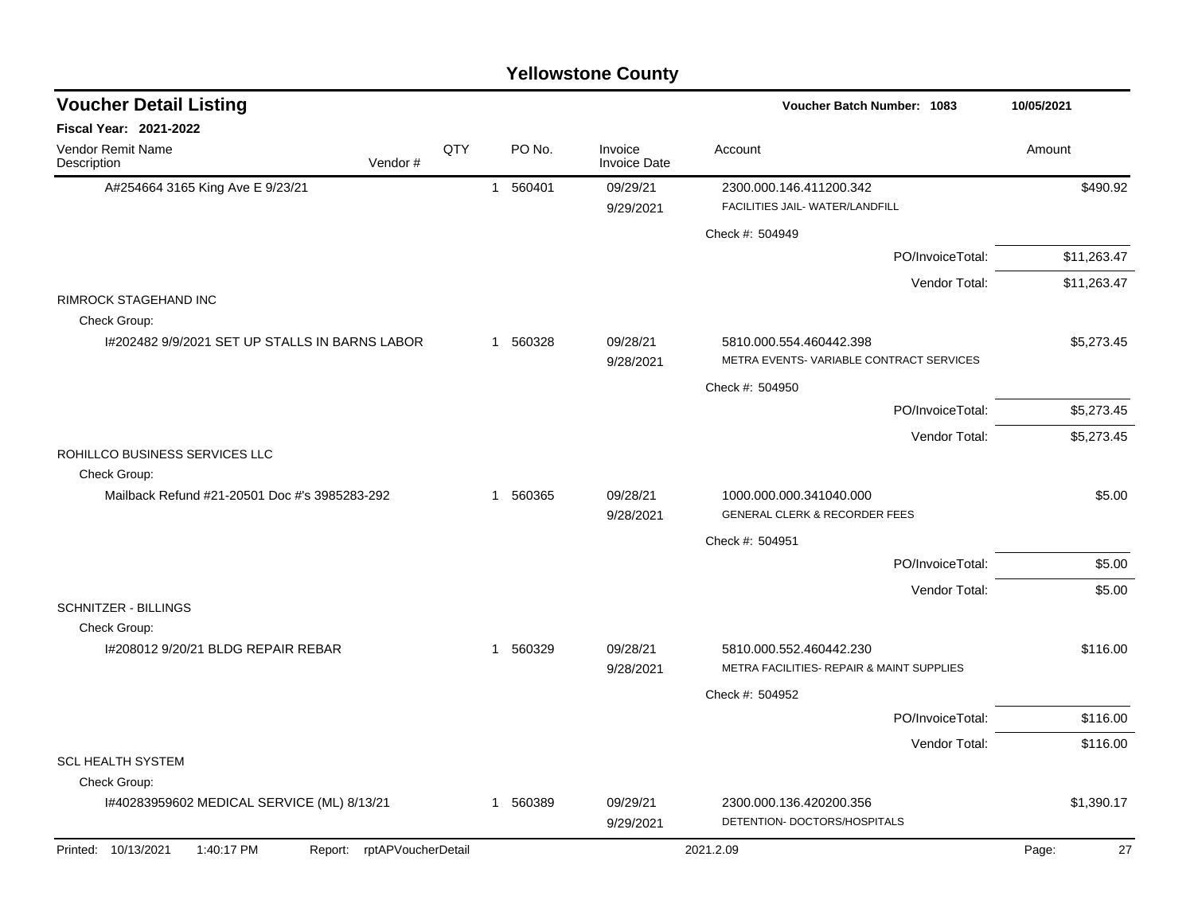# Yellowstone County

## Voucher Detail Listing

**Voucher Batch Number: 1083** — 10/05/2021

**Fiscal Year: 2021-2022**

| Vendor Remit Name / Description | Vendor # | QTY | PO No. | Invoice / Invoice Date | Account | Amount |
|---|---|---|---|---|---|---|
| A#254664 3165 King Ave E 9/23/21 | | 1 | 560401 | 09/29/21 / 9/29/2021 | 2300.000.146.411200.342 FACILITIES JAIL- WATER/LANDFILL | $490.92 |
| | | | | | Check #: 504949 | |
| | | | | | PO/InvoiceTotal: | $11,263.47 |
| | | | | | Vendor Total: | $11,263.47 |
| RIMROCK STAGEHAND INC | | | | | | |
| Check Group: | | | | | | |
| I#202482 9/9/2021 SET UP STALLS IN BARNS LABOR | | 1 | 560328 | 09/28/21 / 9/28/2021 | 5810.000.554.460442.398 METRA EVENTS- VARIABLE CONTRACT SERVICES | $5,273.45 |
| | | | | | Check #: 504950 | |
| | | | | | PO/InvoiceTotal: | $5,273.45 |
| | | | | | Vendor Total: | $5,273.45 |
| ROHILLCO BUSINESS SERVICES LLC | | | | | | |
| Check Group: | | | | | | |
| Mailback Refund #21-20501 Doc #'s 3985283-292 | | 1 | 560365 | 09/28/21 / 9/28/2021 | 1000.000.000.341040.000 GENERAL CLERK & RECORDER FEES | $5.00 |
| | | | | | Check #: 504951 | |
| | | | | | PO/InvoiceTotal: | $5.00 |
| | | | | | Vendor Total: | $5.00 |
| SCHNITZER - BILLINGS | | | | | | |
| Check Group: | | | | | | |
| I#208012 9/20/21 BLDG REPAIR REBAR | | 1 | 560329 | 09/28/21 / 9/28/2021 | 5810.000.552.460442.230 METRA FACILITIES- REPAIR & MAINT SUPPLIES | $116.00 |
| | | | | | Check #: 504952 | |
| | | | | | PO/InvoiceTotal: | $116.00 |
| | | | | | Vendor Total: | $116.00 |
| SCL HEALTH SYSTEM | | | | | | |
| Check Group: | | | | | | |
| I#40283959602 MEDICAL SERVICE (ML) 8/13/21 | | 1 | 560389 | 09/29/21 / 9/29/2021 | 2300.000.136.420200.356 DETENTION- DOCTORS/HOSPITALS | $1,390.17 |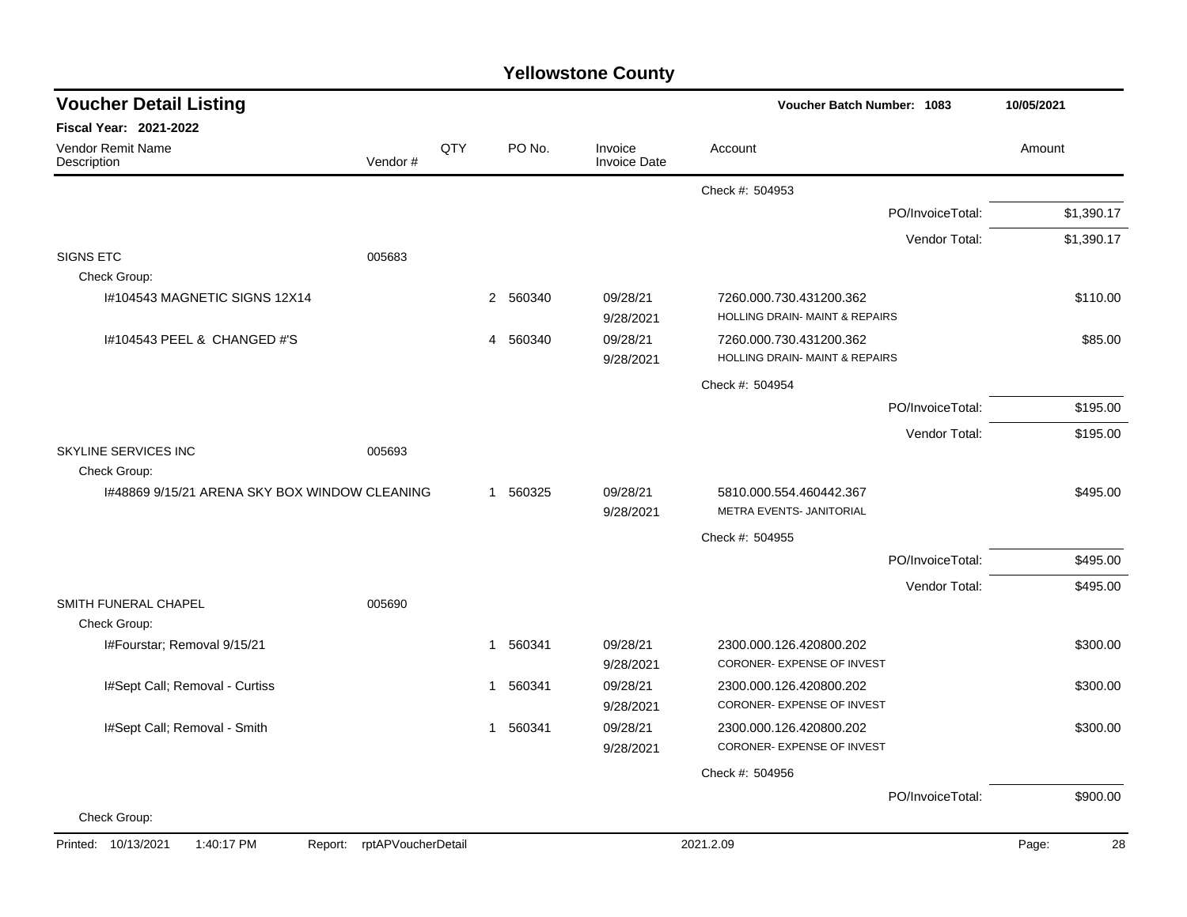# Yellowstone County

## Voucher Detail Listing

**Voucher Batch Number: 1083** 10/05/2021

**Fiscal Year: 2021-2022**

| Vendor Remit Name / Description | Vendor # | QTY | PO No. | Invoice / Invoice Date | Account | Amount |
|---|---|---|---|---|---|---|
| | | | | | Check #: 504953 | |
| | | | | | PO/InvoiceTotal: | $1,390.17 |
| | | | | | Vendor Total: | $1,390.17 |
| SIGNS ETC | 005683 | | | | | |
| Check Group: | | | | | | |
| I#104543 MAGNETIC SIGNS 12X14 | | 2 | 560340 | 09/28/21 9/28/2021 | 7260.000.730.431200.362 HOLLING DRAIN- MAINT & REPAIRS | $110.00 |
| I#104543 PEEL & CHANGED #'S | | 4 | 560340 | 09/28/21 9/28/2021 | 7260.000.730.431200.362 HOLLING DRAIN- MAINT & REPAIRS | $85.00 |
| | | | | | Check #: 504954 | |
| | | | | | PO/InvoiceTotal: | $195.00 |
| | | | | | Vendor Total: | $195.00 |
| SKYLINE SERVICES INC | 005693 | | | | | |
| Check Group: | | | | | | |
| I#48869 9/15/21 ARENA SKY BOX WINDOW CLEANING | | 1 | 560325 | 09/28/21 9/28/2021 | 5810.000.554.460442.367 METRA EVENTS- JANITORIAL | $495.00 |
| | | | | | Check #: 504955 | |
| | | | | | PO/InvoiceTotal: | $495.00 |
| | | | | | Vendor Total: | $495.00 |
| SMITH FUNERAL CHAPEL | 005690 | | | | | |
| Check Group: | | | | | | |
| I#Fourstar; Removal 9/15/21 | | 1 | 560341 | 09/28/21 9/28/2021 | 2300.000.126.420800.202 CORONER- EXPENSE OF INVEST | $300.00 |
| I#Sept Call; Removal - Curtiss | | 1 | 560341 | 09/28/21 9/28/2021 | 2300.000.126.420800.202 CORONER- EXPENSE OF INVEST | $300.00 |
| I#Sept Call; Removal - Smith | | 1 | 560341 | 09/28/21 9/28/2021 | 2300.000.126.420800.202 CORONER- EXPENSE OF INVEST | $300.00 |
| | | | | | Check #: 504956 | |
| | | | | | PO/InvoiceTotal: | $900.00 |
| Check Group: | | | | | | |

Printed: 10/13/2021 1:40:17 PM Report: rptAPVoucherDetail 2021.2.09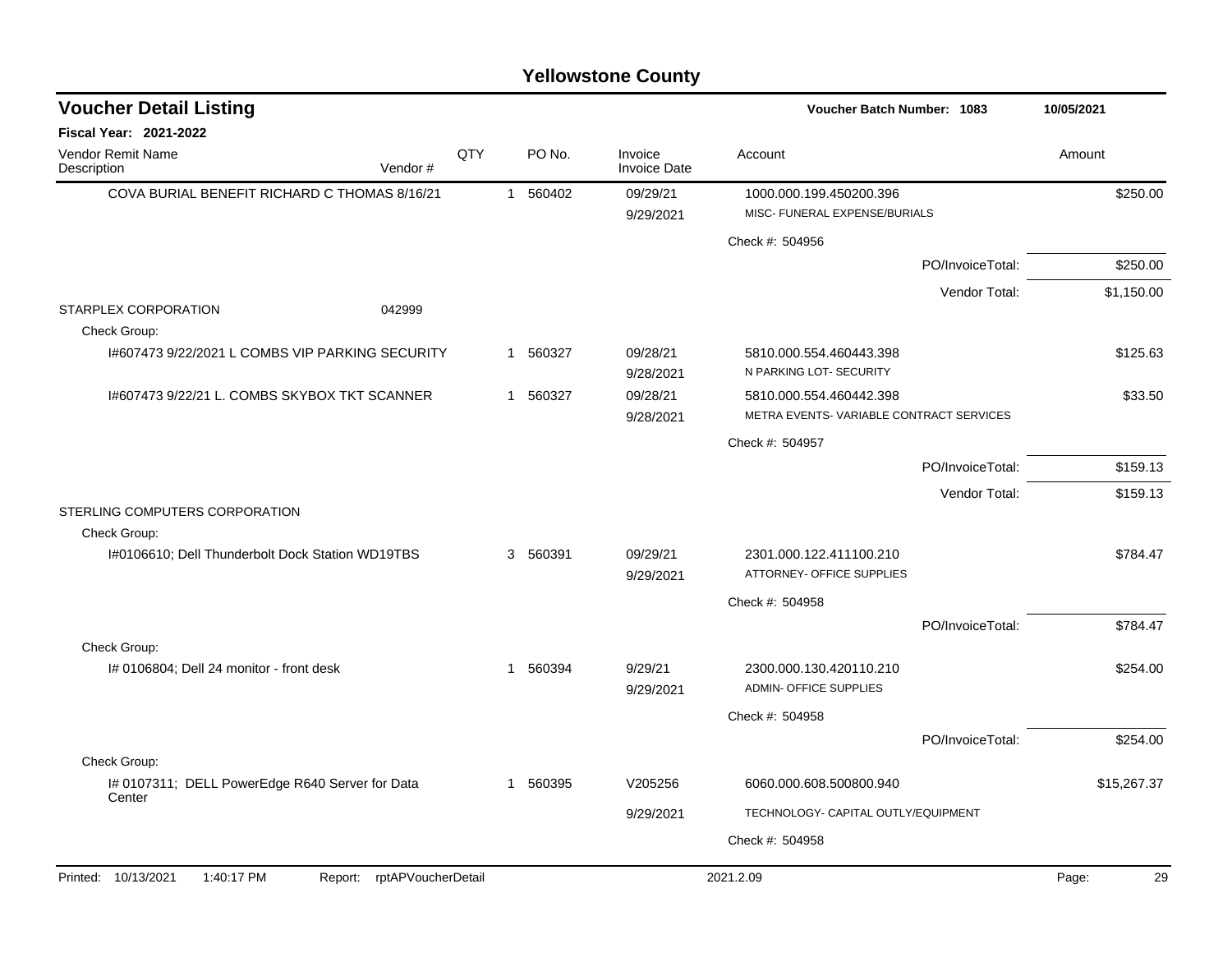# Yellowstone County

## Voucher Detail Listing

**Voucher Batch Number: 1083** — 10/05/2021

**Fiscal Year: 2021-2022**

| Vendor Remit Name / Description | Vendor # | QTY | PO No. | Invoice / Invoice Date | Account | Amount |
|---|---|---|---|---|---|---|
| COVA BURIAL BENEFIT RICHARD C THOMAS 8/16/21 | | 1 | 560402 | 09/29/21 / 9/29/2021 | 1000.000.199.450200.396 MISC- FUNERAL EXPENSE/BURIALS | $250.00 |
| | | | | | Check #: 504956 | |
| | | | | | PO/InvoiceTotal: | $250.00 |
| | | | | | Vendor Total: | $1,150.00 |
| STARPLEX CORPORATION | 042999 | | | | | |
| Check Group: | | | | | | |
| I#607473 9/22/2021 L COMBS VIP PARKING SECURITY | | 1 | 560327 | 09/28/21 / 9/28/2021 | 5810.000.554.460443.398 N PARKING LOT- SECURITY | $125.63 |
| I#607473 9/22/21 L. COMBS SKYBOX TKT SCANNER | | 1 | 560327 | 09/28/21 / 9/28/2021 | 5810.000.554.460442.398 METRA EVENTS- VARIABLE CONTRACT SERVICES | $33.50 |
| | | | | | Check #: 504957 | |
| | | | | | PO/InvoiceTotal: | $159.13 |
| | | | | | Vendor Total: | $159.13 |
| STERLING COMPUTERS CORPORATION | | | | | | |
| Check Group: | | | | | | |
| I#0106610; Dell Thunderbolt Dock Station WD19TBS | | 3 | 560391 | 09/29/21 / 9/29/2021 | 2301.000.122.411100.210 ATTORNEY- OFFICE SUPPLIES | $784.47 |
| | | | | | Check #: 504958 | |
| | | | | | PO/InvoiceTotal: | $784.47 |
| Check Group: | | | | | | |
| I# 0106804; Dell 24 monitor - front desk | | 1 | 560394 | 9/29/21 / 9/29/2021 | 2300.000.130.420110.210 ADMIN- OFFICE SUPPLIES | $254.00 |
| | | | | | Check #: 504958 | |
| | | | | | PO/InvoiceTotal: | $254.00 |
| Check Group: | | | | | | |
| I# 0107311; DELL PowerEdge R640 Server for Data Center | | 1 | 560395 | V205256 / 9/29/2021 | 6060.000.608.500800.940 TECHNOLOGY- CAPITAL OUTLY/EQUIPMENT | $15,267.37 |
| | | | | | Check #: 504958 | |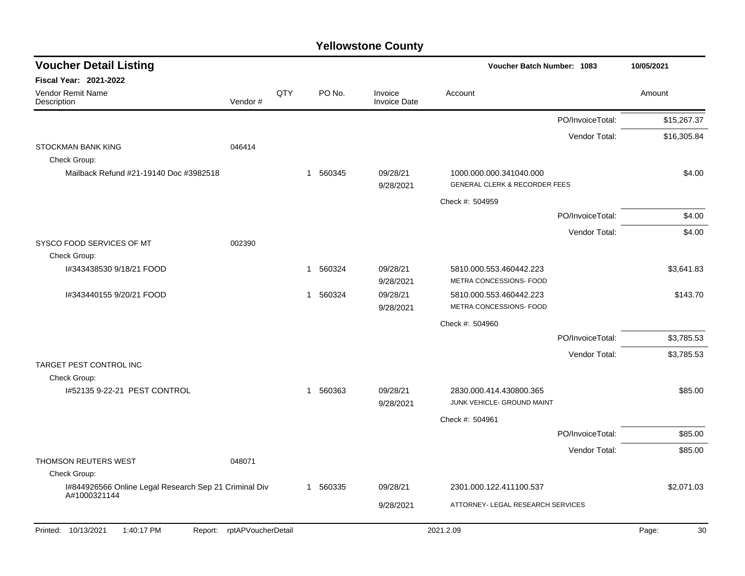# Yellowstone County

## Voucher Detail Listing

**Voucher Batch Number: 1083** 10/05/2021

**Fiscal Year: 2021-2022**

| Vendor Remit Name / Description | Vendor # | QTY | PO No. | Invoice / Invoice Date | Account | Amount |
|---|---|---|---|---|---|---|
| | | | | | PO/InvoiceTotal: | $15,267.37 |
| | | | | | Vendor Total: | $16,305.84 |
| STOCKMAN BANK KING | 046414 | | | | | |
| Check Group: | | | | | | |
| Mailback Refund #21-19140 Doc #3982518 | | 1 | 560345 | 09/28/21 / 9/28/2021 | 1000.000.000.341040.000 GENERAL CLERK & RECORDER FEES | $4.00 |
| | | | | | Check #: 504959 | |
| | | | | | PO/InvoiceTotal: | $4.00 |
| | | | | | Vendor Total: | $4.00 |
| SYSCO FOOD SERVICES OF MT | 002390 | | | | | |
| Check Group: | | | | | | |
| I#343438530 9/18/21 FOOD | | 1 | 560324 | 09/28/21 / 9/28/2021 | 5810.000.553.460442.223 METRA CONCESSIONS- FOOD | $3,641.83 |
| I#343440155 9/20/21 FOOD | | 1 | 560324 | 09/28/21 / 9/28/2021 | 5810.000.553.460442.223 METRA CONCESSIONS- FOOD | $143.70 |
| | | | | | Check #: 504960 | |
| | | | | | PO/InvoiceTotal: | $3,785.53 |
| | | | | | Vendor Total: | $3,785.53 |
| TARGET PEST CONTROL INC | | | | | | |
| Check Group: | | | | | | |
| I#52135 9-22-21 PEST CONTROL | | 1 | 560363 | 09/28/21 / 9/28/2021 | 2830.000.414.430800.365 JUNK VEHICLE- GROUND MAINT | $85.00 |
| | | | | | Check #: 504961 | |
| | | | | | PO/InvoiceTotal: | $85.00 |
| | | | | | Vendor Total: | $85.00 |
| THOMSON REUTERS WEST | 048071 | | | | | |
| Check Group: | | | | | | |
| I#844926566 Online Legal Research Sep 21 Criminal Div A#1000321144 | | 1 | 560335 | 09/28/21 / 9/28/2021 | 2301.000.122.411100.537 ATTORNEY- LEGAL RESEARCH SERVICES | $2,071.03 |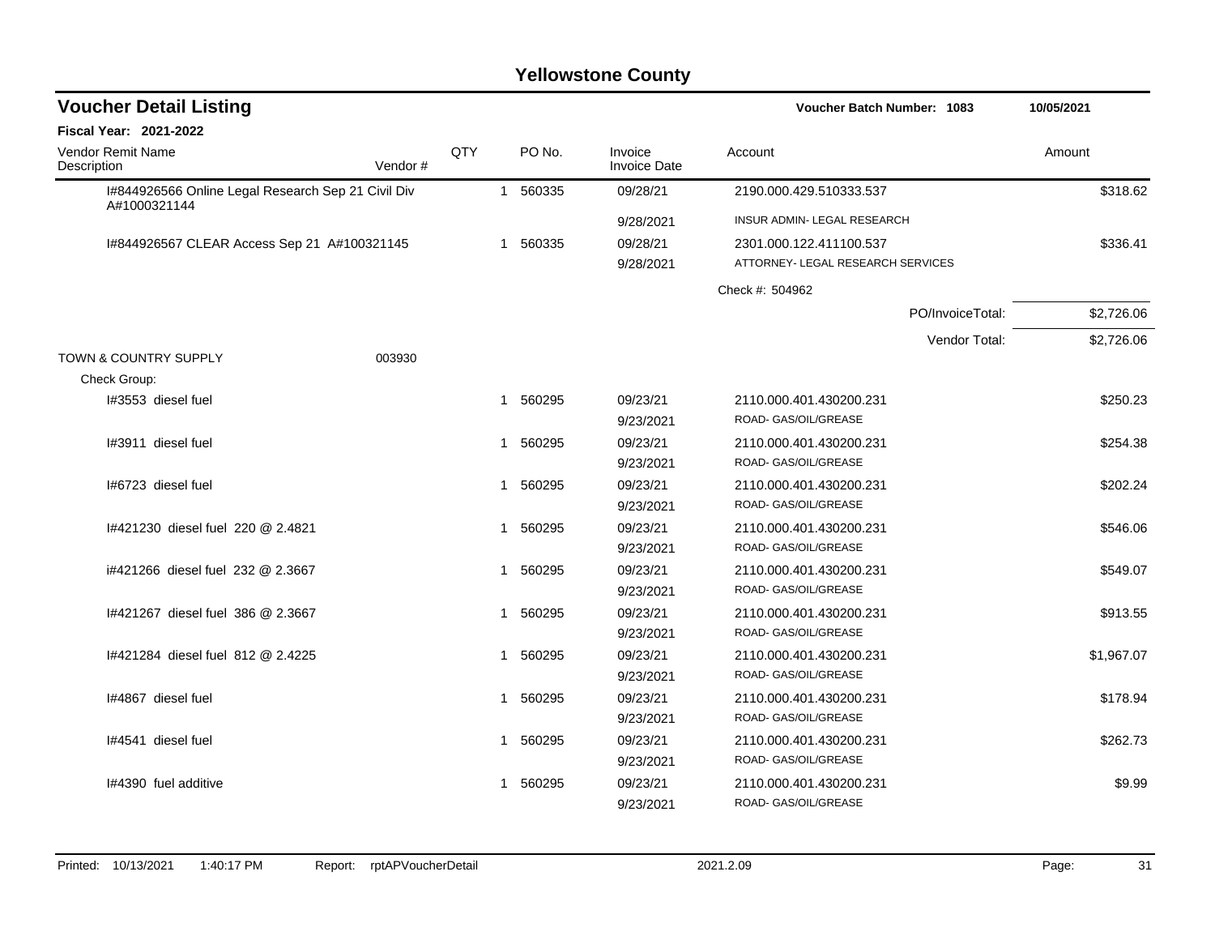# Yellowstone County

## Voucher Detail Listing

**Voucher Batch Number: 1083** | **10/05/2021**

**Fiscal Year: 2021-2022**

| Vendor Remit Name / Description | Vendor # | QTY | PO No. | Invoice / Invoice Date | Account | Amount |
|---|---|---|---|---|---|---|
| I#844926566 Online Legal Research Sep 21 Civil Div A#1000321144 | | 1 | 560335 | 09/28/21 | 2190.000.429.510333.537 | $318.62 |
| | | | | 9/28/2021 | INSUR ADMIN- LEGAL RESEARCH | |
| I#844926567 CLEAR Access Sep 21 A#100321145 | | 1 | 560335 | 09/28/21 | 2301.000.122.411100.537 | $336.41 |
| | | | | 9/28/2021 | ATTORNEY- LEGAL RESEARCH SERVICES | |
| | | | | | Check #: 504962 | |
| | | | | | PO/InvoiceTotal: | $2,726.06 |
| | | | | | Vendor Total: | $2,726.06 |
| TOWN & COUNTRY SUPPLY | 003930 | | | | | |
| Check Group: | | | | | | |
| I#3553 diesel fuel | | 1 | 560295 | 09/23/21 | 2110.000.401.430200.231 | $250.23 |
| | | | | 9/23/2021 | ROAD- GAS/OIL/GREASE | |
| I#3911 diesel fuel | | 1 | 560295 | 09/23/21 | 2110.000.401.430200.231 | $254.38 |
| | | | | 9/23/2021 | ROAD- GAS/OIL/GREASE | |
| I#6723 diesel fuel | | 1 | 560295 | 09/23/21 | 2110.000.401.430200.231 | $202.24 |
| | | | | 9/23/2021 | ROAD- GAS/OIL/GREASE | |
| I#421230 diesel fuel 220 @ 2.4821 | | 1 | 560295 | 09/23/21 | 2110.000.401.430200.231 | $546.06 |
| | | | | 9/23/2021 | ROAD- GAS/OIL/GREASE | |
| i#421266 diesel fuel 232 @ 2.3667 | | 1 | 560295 | 09/23/21 | 2110.000.401.430200.231 | $549.07 |
| | | | | 9/23/2021 | ROAD- GAS/OIL/GREASE | |
| I#421267 diesel fuel 386 @ 2.3667 | | 1 | 560295 | 09/23/21 | 2110.000.401.430200.231 | $913.55 |
| | | | | 9/23/2021 | ROAD- GAS/OIL/GREASE | |
| I#421284 diesel fuel 812 @ 2.4225 | | 1 | 560295 | 09/23/21 | 2110.000.401.430200.231 | $1,967.07 |
| | | | | 9/23/2021 | ROAD- GAS/OIL/GREASE | |
| I#4867 diesel fuel | | 1 | 560295 | 09/23/21 | 2110.000.401.430200.231 | $178.94 |
| | | | | 9/23/2021 | ROAD- GAS/OIL/GREASE | |
| I#4541 diesel fuel | | 1 | 560295 | 09/23/21 | 2110.000.401.430200.231 | $262.73 |
| | | | | 9/23/2021 | ROAD- GAS/OIL/GREASE | |
| I#4390 fuel additive | | 1 | 560295 | 09/23/21 | 2110.000.401.430200.231 | $9.99 |
| | | | | 9/23/2021 | ROAD- GAS/OIL/GREASE | |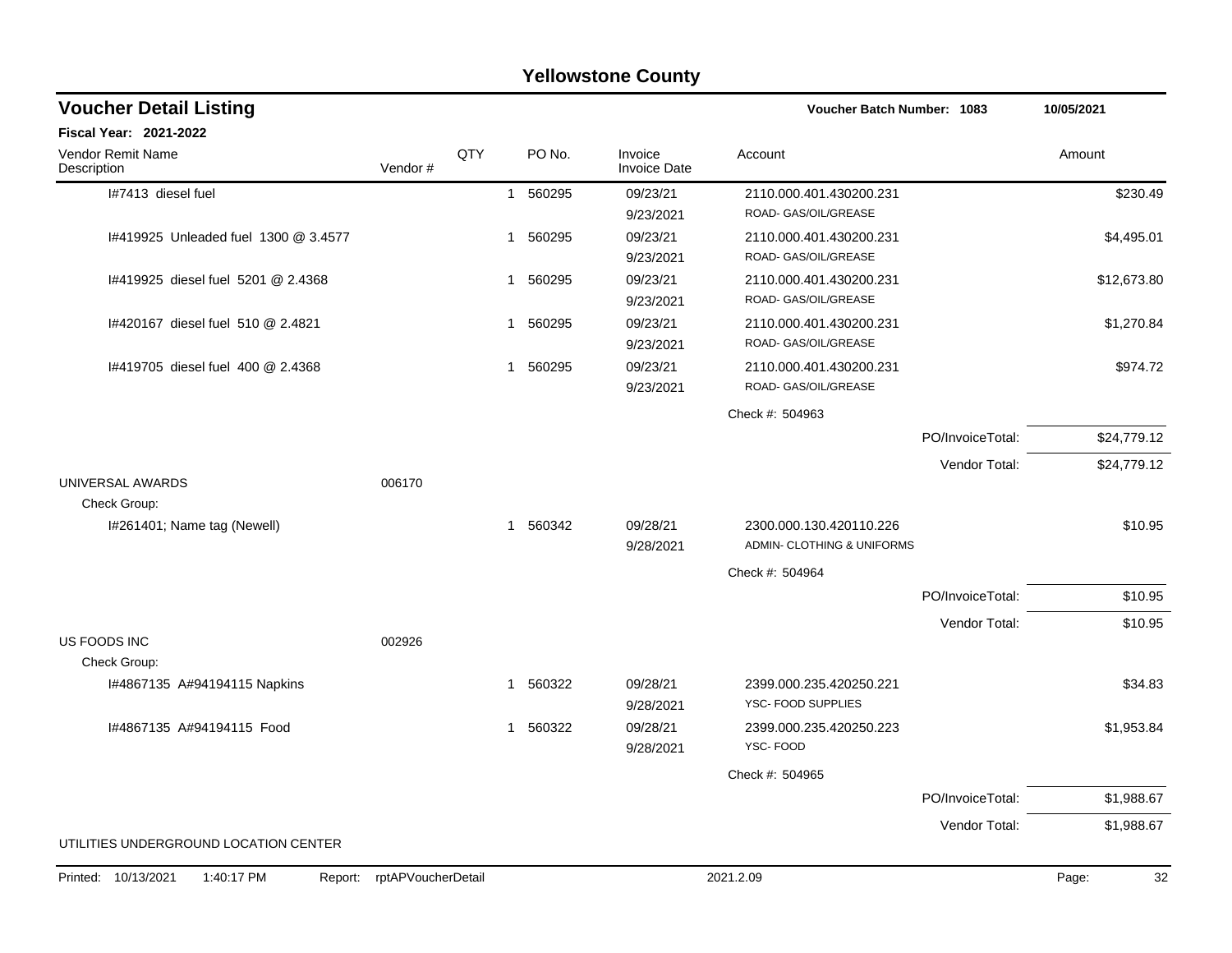# Yellowstone County

## Voucher Detail Listing

**Voucher Batch Number: 1083** — 10/05/2021

**Fiscal Year: 2021-2022**

| Vendor Remit Name / Description | Vendor # | QTY | PO No. | Invoice / Invoice Date | Account | Amount |
|---|---|---|---|---|---|---|
| I#7413 diesel fuel | | 1 | 560295 | 09/23/21 9/23/2021 | 2110.000.401.430200.231 ROAD- GAS/OIL/GREASE | $230.49 |
| I#419925 Unleaded fuel 1300 @ 3.4577 | | 1 | 560295 | 09/23/21 9/23/2021 | 2110.000.401.430200.231 ROAD- GAS/OIL/GREASE | $4,495.01 |
| I#419925 diesel fuel 5201 @ 2.4368 | | 1 | 560295 | 09/23/21 9/23/2021 | 2110.000.401.430200.231 ROAD- GAS/OIL/GREASE | $12,673.80 |
| I#420167 diesel fuel 510 @ 2.4821 | | 1 | 560295 | 09/23/21 9/23/2021 | 2110.000.401.430200.231 ROAD- GAS/OIL/GREASE | $1,270.84 |
| I#419705 diesel fuel 400 @ 2.4368 | | 1 | 560295 | 09/23/21 9/23/2021 | 2110.000.401.430200.231 ROAD- GAS/OIL/GREASE | $974.72 |
| | | | | | Check #: 504963 | |
| | | | | | PO/InvoiceTotal: | $24,779.12 |
| | | | | | Vendor Total: | $24,779.12 |
| UNIVERSAL AWARDS | 006170 | | | | | |
| Check Group: | | | | | | |
| I#261401; Name tag (Newell) | | 1 | 560342 | 09/28/21 9/28/2021 | 2300.000.130.420110.226 ADMIN- CLOTHING & UNIFORMS | $10.95 |
| | | | | | Check #: 504964 | |
| | | | | | PO/InvoiceTotal: | $10.95 |
| | | | | | Vendor Total: | $10.95 |
| US FOODS INC | 002926 | | | | | |
| Check Group: | | | | | | |
| I#4867135 A#94194115 Napkins | | 1 | 560322 | 09/28/21 9/28/2021 | 2399.000.235.420250.221 YSC- FOOD SUPPLIES | $34.83 |
| I#4867135 A#94194115 Food | | 1 | 560322 | 09/28/21 9/28/2021 | 2399.000.235.420250.223 YSC- FOOD | $1,953.84 |
| | | | | | Check #: 504965 | |
| | | | | | PO/InvoiceTotal: | $1,988.67 |
| | | | | | Vendor Total: | $1,988.67 |
| UTILITIES UNDERGROUND LOCATION CENTER | | | | | | |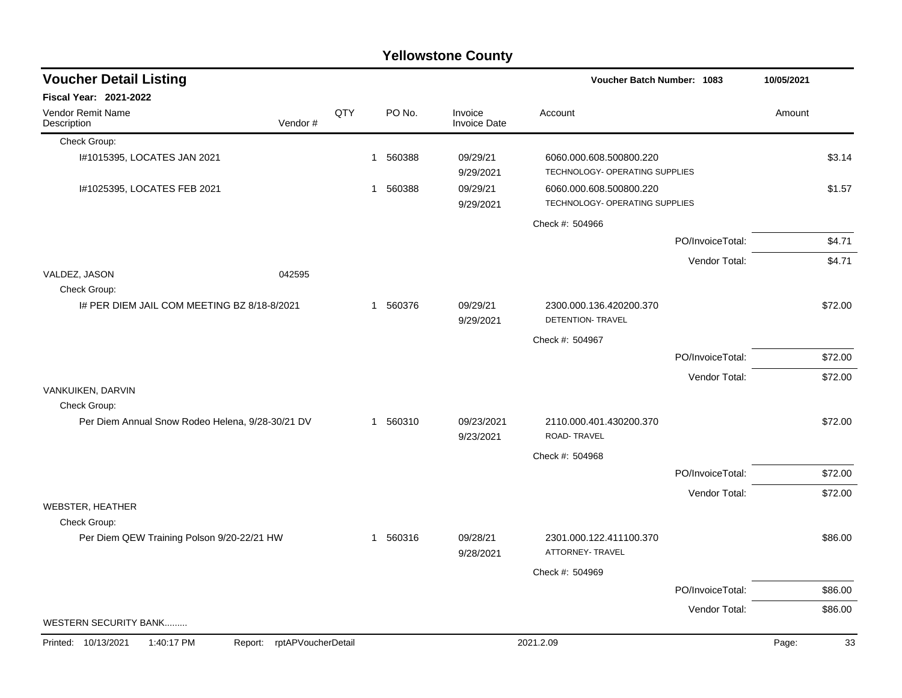# Yellowstone County

## Voucher Detail Listing

**Voucher Batch Number: 1083** — 10/05/2021

**Fiscal Year: 2021-2022**

| Vendor Remit Name / Description | Vendor # | QTY | PO No. | Invoice / Invoice Date | Account | Amount |
|---|---|---|---|---|---|---|
| Check Group: | | | | | | |
| I#1015395, LOCATES JAN 2021 | | 1 | 560388 | 09/29/21 9/29/2021 | 6060.000.608.500800.220 TECHNOLOGY- OPERATING SUPPLIES | $3.14 |
| I#1025395, LOCATES FEB 2021 | | 1 | 560388 | 09/29/21 9/29/2021 | 6060.000.608.500800.220 TECHNOLOGY- OPERATING SUPPLIES | $1.57 |
| | | | | | Check #: 504966 | |
| | | | | | PO/InvoiceTotal: | $4.71 |
| | | | | | Vendor Total: | $4.71 |
| VALDEZ, JASON | 042595 | | | | | |
| Check Group: | | | | | | |
| I# PER DIEM JAIL COM MEETING BZ 8/18-8/2021 | | 1 | 560376 | 09/29/21 9/29/2021 | 2300.000.136.420200.370 DETENTION- TRAVEL | $72.00 |
| | | | | | Check #: 504967 | |
| | | | | | PO/InvoiceTotal: | $72.00 |
| | | | | | Vendor Total: | $72.00 |
| VANKUIKEN, DARVIN | | | | | | |
| Check Group: | | | | | | |
| Per Diem Annual Snow Rodeo Helena, 9/28-30/21 DV | | 1 | 560310 | 09/23/2021 9/23/2021 | 2110.000.401.430200.370 ROAD- TRAVEL | $72.00 |
| | | | | | Check #: 504968 | |
| | | | | | PO/InvoiceTotal: | $72.00 |
| | | | | | Vendor Total: | $72.00 |
| WEBSTER, HEATHER | | | | | | |
| Check Group: | | | | | | |
| Per Diem QEW Training Polson 9/20-22/21 HW | | 1 | 560316 | 09/28/21 9/28/2021 | 2301.000.122.411100.370 ATTORNEY- TRAVEL | $86.00 |
| | | | | | Check #: 504969 | |
| | | | | | PO/InvoiceTotal: | $86.00 |
| | | | | | Vendor Total: | $86.00 |
| WESTERN SECURITY BANK......... | | | | | | |

Printed: 10/13/2021 1:40:17 PM Report: rptAPVoucherDetail 2021.2.09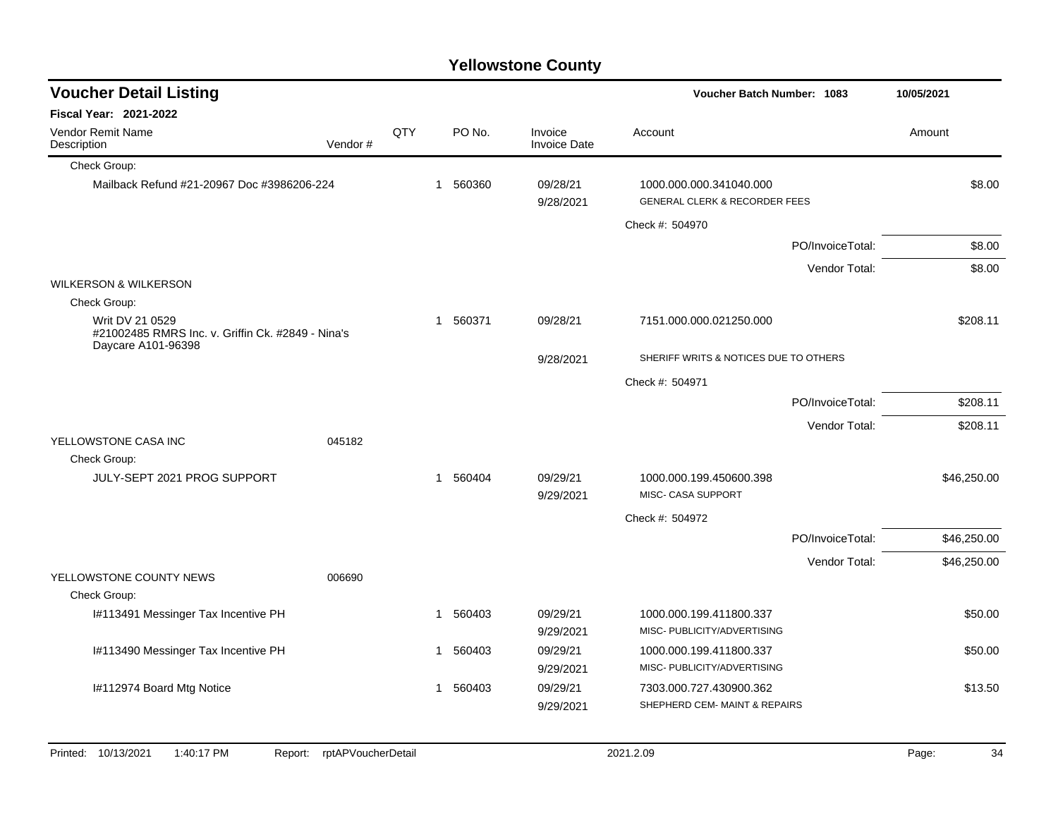# Yellowstone County

## Voucher Detail Listing

**Voucher Batch Number: 1083** | **10/05/2021**

**Fiscal Year: 2021-2022**

| Vendor Remit Name / Description | Vendor # | QTY | PO No. | Invoice / Invoice Date | Account | Amount |
|---|---|---|---|---|---|---|
| Check Group: | | | | | | |
| Mailback Refund #21-20967 Doc #3986206-224 | | 1 | 560360 | 09/28/21 | 1000.000.000.341040.000 | $8.00 |
| | | | | 9/28/2021 | GENERAL CLERK & RECORDER FEES | |
| | | | | | Check #: 504970 | |
| | | | | | PO/InvoiceTotal: | $8.00 |
| | | | | | Vendor Total: | $8.00 |
| WILKERSON & WILKERSON | | | | | | |
| Check Group: | | | | | | |
| Writ DV 21 0529 #21002485 RMRS Inc. v. Griffin Ck. #2849 - Nina's Daycare A101-96398 | | 1 | 560371 | 09/28/21 | 7151.000.000.021250.000 | $208.11 |
| | | | | 9/28/2021 | SHERIFF WRITS & NOTICES DUE TO OTHERS | |
| | | | | | Check #: 504971 | |
| | | | | | PO/InvoiceTotal: | $208.11 |
| | | | | | Vendor Total: | $208.11 |
| YELLOWSTONE CASA INC | 045182 | | | | | |
| Check Group: | | | | | | |
| JULY-SEPT 2021 PROG SUPPORT | | 1 | 560404 | 09/29/21 | 1000.000.199.450600.398 | $46,250.00 |
| | | | | 9/29/2021 | MISC- CASA SUPPORT | |
| | | | | | Check #: 504972 | |
| | | | | | PO/InvoiceTotal: | $46,250.00 |
| | | | | | Vendor Total: | $46,250.00 |
| YELLOWSTONE COUNTY NEWS | 006690 | | | | | |
| Check Group: | | | | | | |
| I#113491 Messinger Tax Incentive PH | | 1 | 560403 | 09/29/21 | 1000.000.199.411800.337 | $50.00 |
| | | | | 9/29/2021 | MISC- PUBLICITY/ADVERTISING | |
| I#113490 Messinger Tax Incentive PH | | 1 | 560403 | 09/29/21 | 1000.000.199.411800.337 | $50.00 |
| | | | | 9/29/2021 | MISC- PUBLICITY/ADVERTISING | |
| I#112974 Board Mtg Notice | | 1 | 560403 | 09/29/21 | 7303.000.727.430900.362 | $13.50 |
| | | | | 9/29/2021 | SHEPHERD CEM- MAINT & REPAIRS | |

Printed: 10/13/2021 1:40:17 PM Report: rptAPVoucherDetail 2021.2.09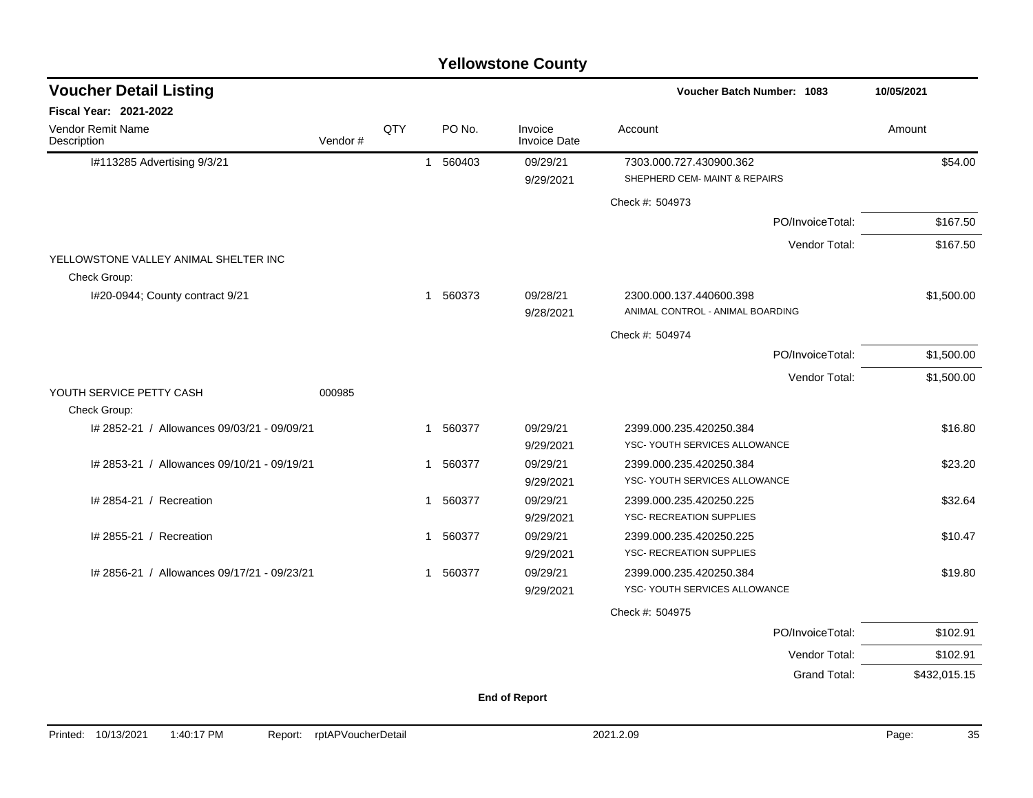# Yellowstone County

## Voucher Detail Listing

**Voucher Batch Number: 1083** — 10/05/2021

**Fiscal Year: 2021-2022**

| Vendor Remit Name / Description | Vendor # | QTY | PO No. | Invoice / Invoice Date | Account | Amount |
|---|---|---|---|---|---|---|
| I#113285 Advertising 9/3/21 | | 1 | 560403 | 09/29/21 / 9/29/2021 | 7303.000.727.430900.362 SHEPHERD CEM- MAINT & REPAIRS | $54.00 |
| | | | | | Check #: 504973 | |
| | | | | | PO/InvoiceTotal: | $167.50 |
| | | | | | Vendor Total: | $167.50 |
| YELLOWSTONE VALLEY ANIMAL SHELTER INC | | | | | | |
| Check Group: | | | | | | |
| I#20-0944; County contract 9/21 | | 1 | 560373 | 09/28/21 / 9/28/2021 | 2300.000.137.440600.398 ANIMAL CONTROL - ANIMAL BOARDING | $1,500.00 |
| | | | | | Check #: 504974 | |
| | | | | | PO/InvoiceTotal: | $1,500.00 |
| | | | | | Vendor Total: | $1,500.00 |
| YOUTH SERVICE PETTY CASH | 000985 | | | | | |
| Check Group: | | | | | | |
| I# 2852-21 / Allowances 09/03/21 - 09/09/21 | | 1 | 560377 | 09/29/21 / 9/29/2021 | 2399.000.235.420250.384 YSC- YOUTH SERVICES ALLOWANCE | $16.80 |
| I# 2853-21 / Allowances 09/10/21 - 09/19/21 | | 1 | 560377 | 09/29/21 / 9/29/2021 | 2399.000.235.420250.384 YSC- YOUTH SERVICES ALLOWANCE | $23.20 |
| I# 2854-21 / Recreation | | 1 | 560377 | 09/29/21 / 9/29/2021 | 2399.000.235.420250.225 YSC- RECREATION SUPPLIES | $32.64 |
| I# 2855-21 / Recreation | | 1 | 560377 | 09/29/21 / 9/29/2021 | 2399.000.235.420250.225 YSC- RECREATION SUPPLIES | $10.47 |
| I# 2856-21 / Allowances 09/17/21 - 09/23/21 | | 1 | 560377 | 09/29/21 / 9/29/2021 | 2399.000.235.420250.384 YSC- YOUTH SERVICES ALLOWANCE | $19.80 |
| | | | | | Check #: 504975 | |
| | | | | | PO/InvoiceTotal: | $102.91 |
| | | | | | Vendor Total: | $102.91 |
| | | | | | Grand Total: | $432,015.15 |

**End of Report**

Printed: 10/13/2021 1:40:17 PM Report: rptAPVoucherDetail 2021.2.09